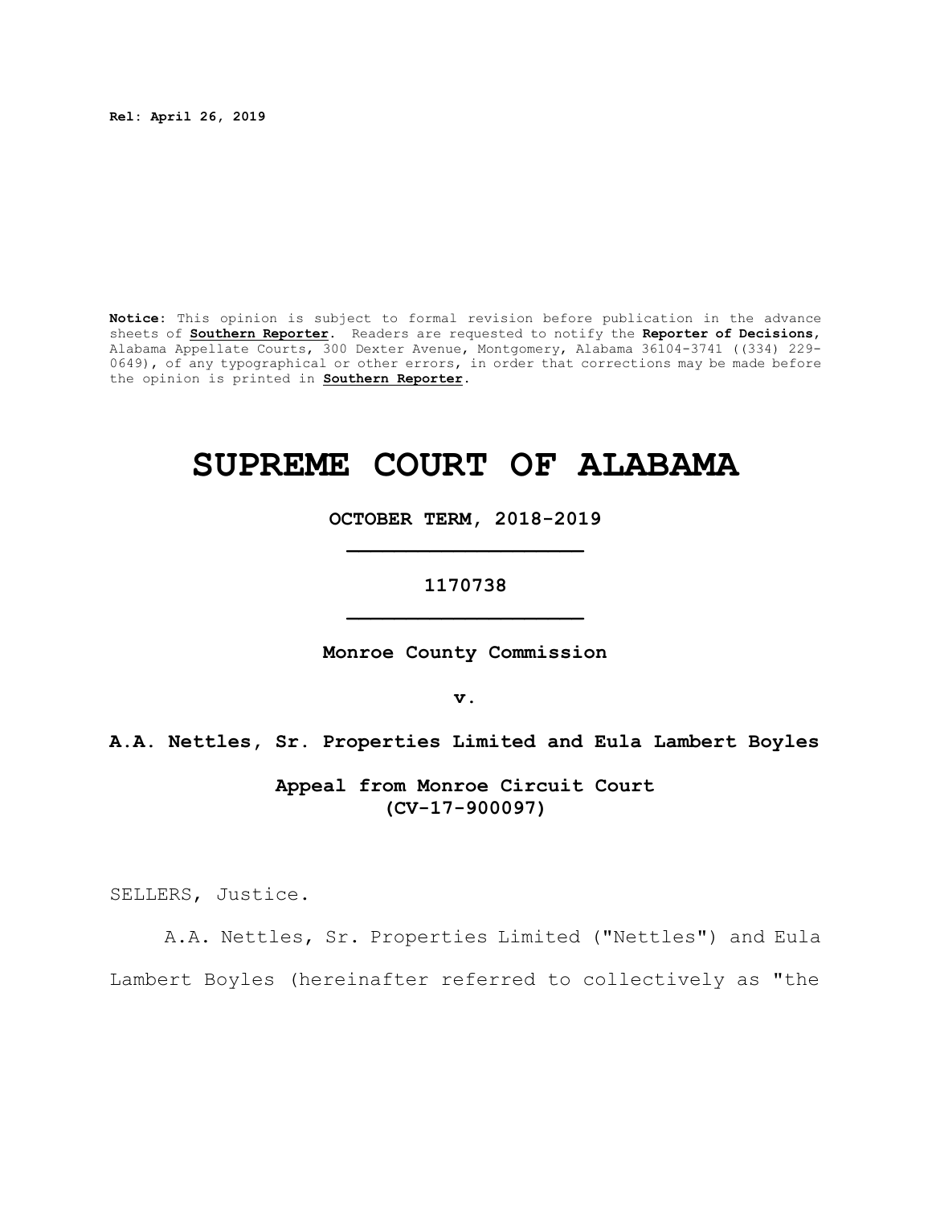**Rel: April 26, 2019**

**Notice**: This opinion is subject to formal revision before publication in the advance sheets of **Southern Reporter**. Readers are requested to notify the **Reporter of Decisions**, Alabama Appellate Courts, 300 Dexter Avenue, Montgomery, Alabama 36104-3741 ((334) 229-0649), of any typographical or other errors, in order that corrections may be made before the opinion is printed in **Southern Reporter**.

# SUPREME COURT OF ALABAMA

**OCTOBER TERM, 2018-2019**

**1170738**

**Monroe County Commission**

**v.**

**A.A. Nettles, Sr. Properties Limited and Eula Lambert Boyles**

**Appeal from Monroe Circuit Court (CV-17-900097)**

SELLERS, Justice.

A.A. Nettles, Sr. Properties Limited ("Nettles") and Eula Lambert Boyles (hereinafter referred to collectively as "the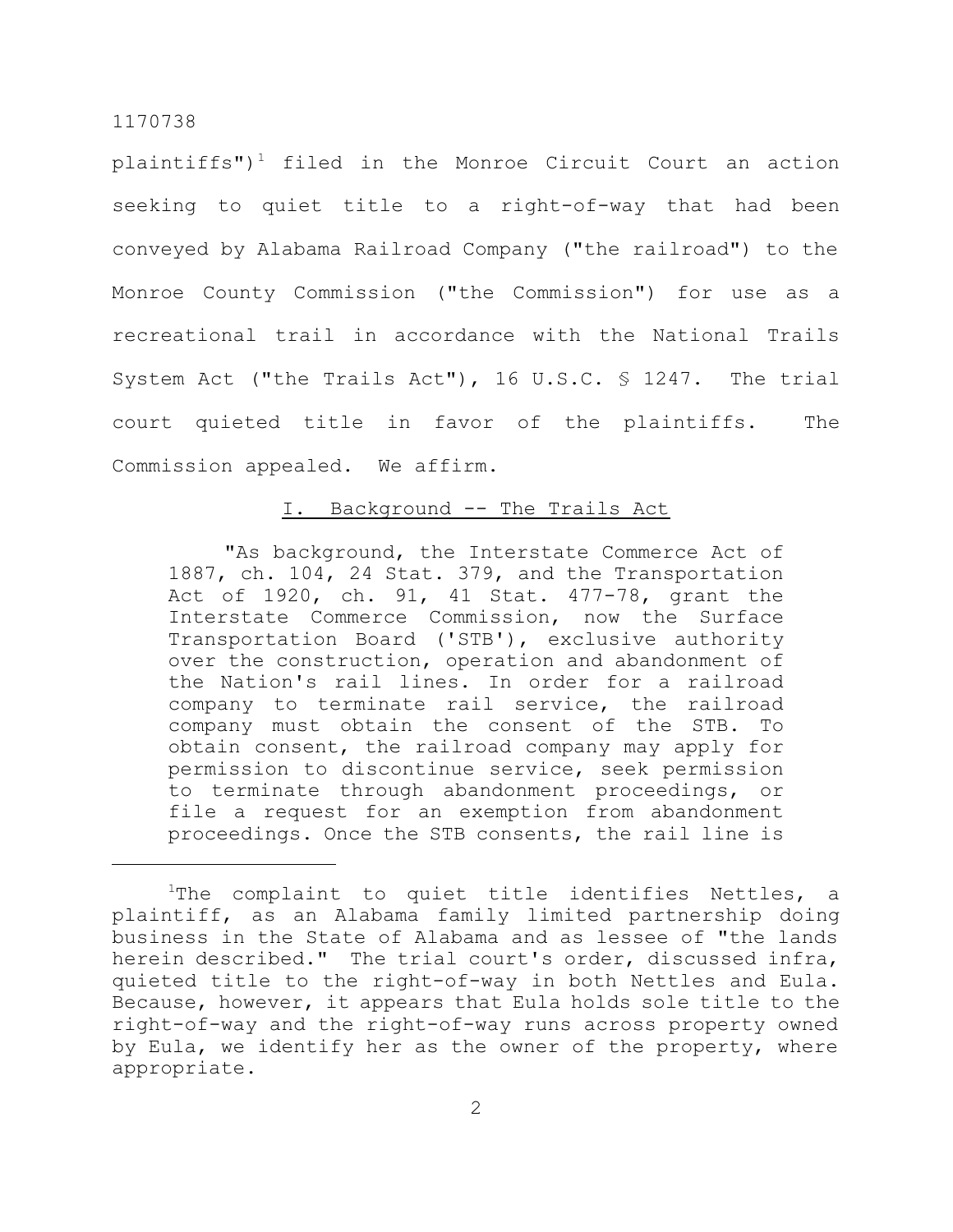plaintiffs")[1] filed in the Monroe Circuit Court an action seeking to quiet title to a right-of-way that had been conveyed by Alabama Railroad Company ("the railroad") to the Monroe County Commission ("the Commission") for use as a recreational trail in accordance with the National Trails System Act ("the Trails Act"), 16 U.S.C. § 1247. The trial court quieted title in favor of the plaintiffs. The Commission appealed. We affirm.

## I. Background -- The Trails Act

> "As background, the Interstate Commerce Act of 1887, ch. 104, 24 Stat. 379, and the Transportation Act of 1920, ch. 91, 41 Stat. 477-78, grant the Interstate Commerce Commission, now the Surface Transportation Board ('STB'), exclusive authority over the construction, operation and abandonment of the Nation's rail lines. In order for a railroad company to terminate rail service, the railroad company must obtain the consent of the STB. To obtain consent, the railroad company may apply for permission to discontinue service, seek permission to terminate through abandonment proceedings, or file a request for an exemption from abandonment proceedings. Once the STB consents, the rail line is

---

[1]The complaint to quiet title identifies Nettles, a plaintiff, as an Alabama family limited partnership doing business in the State of Alabama and as lessee of "the lands herein described." The trial court's order, discussed infra, quieted title to the right-of-way in both Nettles and Eula. Because, however, it appears that Eula holds sole title to the right-of-way and the right-of-way runs across property owned by Eula, we identify her as the owner of the property, where appropriate.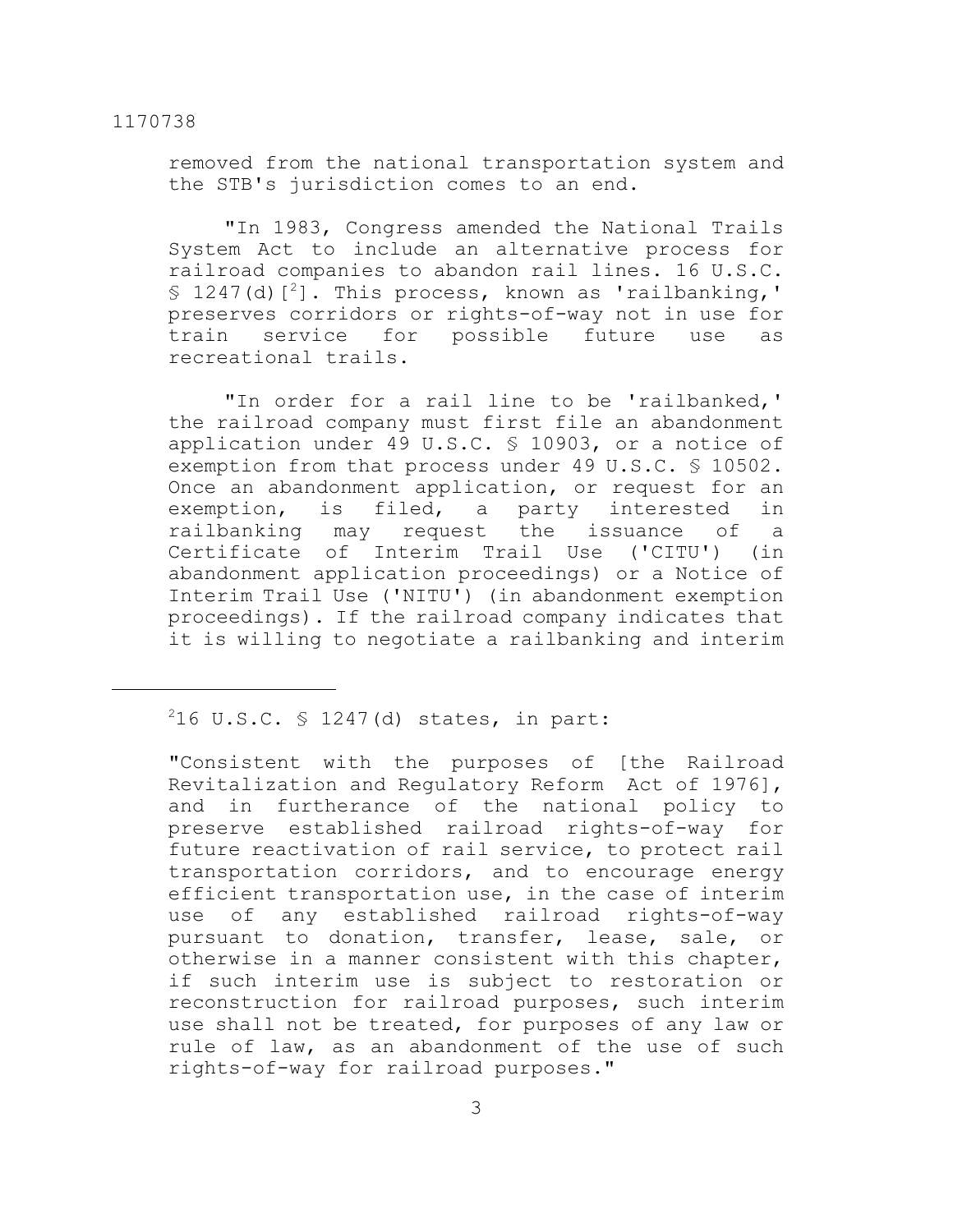removed from the national transportation system and the STB's jurisdiction comes to an end.

"In 1983, Congress amended the National Trails System Act to include an alternative process for railroad companies to abandon rail lines. 16 U.S.C. § 1247(d)[2]. This process, known as 'railbanking,' preserves corridors or rights-of-way not in use for train service for possible future use as recreational trails.

"In order for a rail line to be 'railbanked,' the railroad company must first file an abandonment application under 49 U.S.C. § 10903, or a notice of exemption from that process under 49 U.S.C. § 10502. Once an abandonment application, or request for an exemption, is filed, a party interested in railbanking may request the issuance of a Certificate of Interim Trail Use ('CITU') (in abandonment application proceedings) or a Notice of Interim Trail Use ('NITU') (in abandonment exemption proceedings). If the railroad company indicates that it is willing to negotiate a railbanking and interim

---

[2]16 U.S.C. § 1247(d) states, in part:

"Consistent with the purposes of [the Railroad Revitalization and Regulatory Reform Act of 1976], and in furtherance of the national policy to preserve established railroad rights-of-way for future reactivation of rail service, to protect rail transportation corridors, and to encourage energy efficient transportation use, in the case of interim use of any established railroad rights-of-way pursuant to donation, transfer, lease, sale, or otherwise in a manner consistent with this chapter, if such interim use is subject to restoration or reconstruction for railroad purposes, such interim use shall not be treated, for purposes of any law or rule of law, as an abandonment of the use of such rights-of-way for railroad purposes."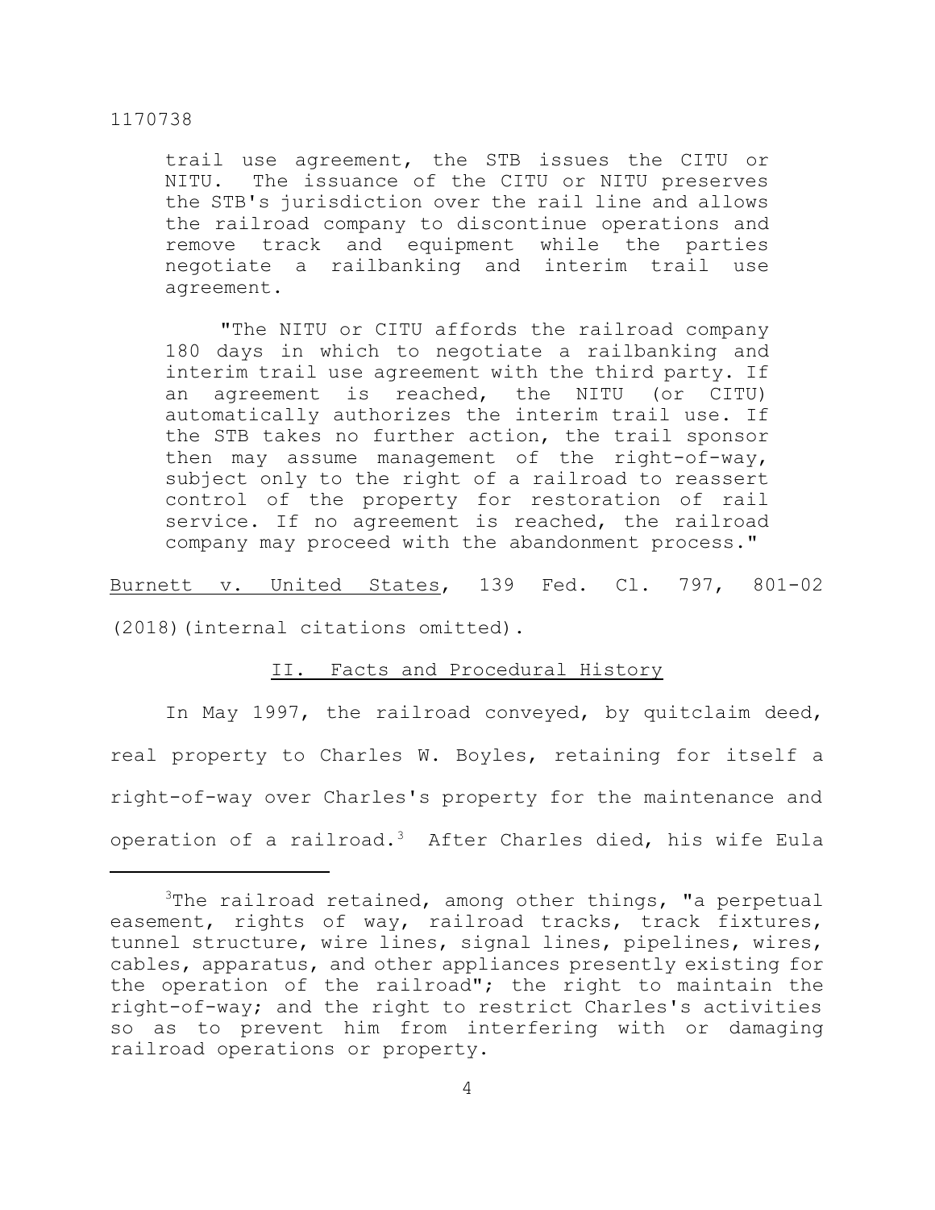trail use agreement, the STB issues the CITU or NITU. The issuance of the CITU or NITU preserves the STB's jurisdiction over the rail line and allows the railroad company to discontinue operations and remove track and equipment while the parties negotiate a railbanking and interim trail use agreement.

> "The NITU or CITU affords the railroad company 180 days in which to negotiate a railbanking and interim trail use agreement with the third party. If an agreement is reached, the NITU (or CITU) automatically authorizes the interim trail use. If the STB takes no further action, the trail sponsor then may assume management of the right-of-way, subject only to the right of a railroad to reassert control of the property for restoration of rail service. If no agreement is reached, the railroad company may proceed with the abandonment process."

Burnett v. United States, 139 Fed. Cl. 797, 801-02 (2018)(internal citations omitted).

## II. Facts and Procedural History

In May 1997, the railroad conveyed, by quitclaim deed, real property to Charles W. Boyles, retaining for itself a right-of-way over Charles's property for the maintenance and operation of a railroad.[3] After Charles died, his wife Eula

---

[3]The railroad retained, among other things, "a perpetual easement, rights of way, railroad tracks, track fixtures, tunnel structure, wire lines, signal lines, pipelines, wires, cables, apparatus, and other appliances presently existing for the operation of the railroad"; the right to maintain the right-of-way; and the right to restrict Charles's activities so as to prevent him from interfering with or damaging railroad operations or property.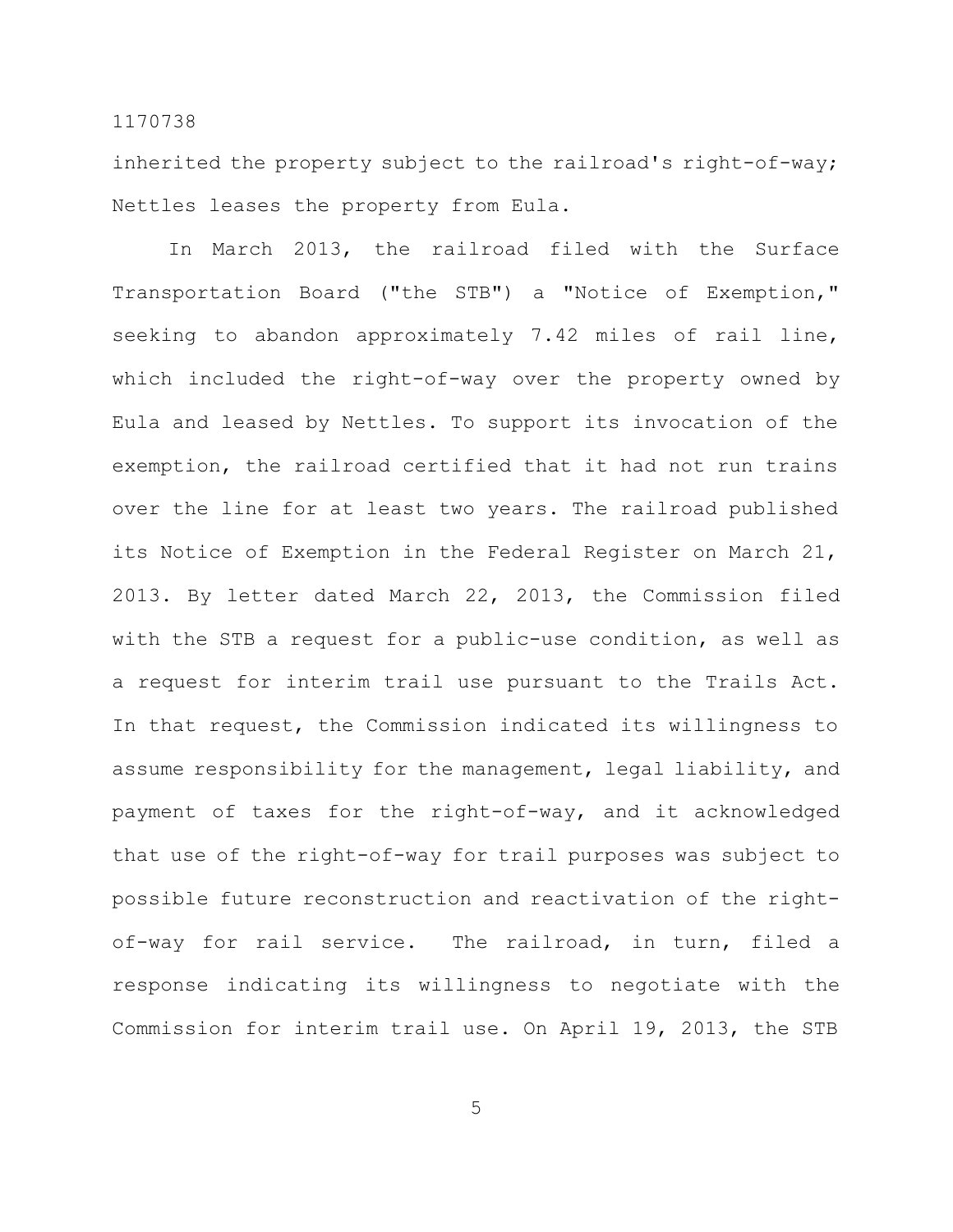inherited the property subject to the railroad's right-of-way; Nettles leases the property from Eula.

In March 2013, the railroad filed with the Surface Transportation Board ("the STB") a "Notice of Exemption," seeking to abandon approximately 7.42 miles of rail line, which included the right-of-way over the property owned by Eula and leased by Nettles. To support its invocation of the exemption, the railroad certified that it had not run trains over the line for at least two years. The railroad published its Notice of Exemption in the Federal Register on March 21, 2013. By letter dated March 22, 2013, the Commission filed with the STB a request for a public-use condition, as well as a request for interim trail use pursuant to the Trails Act. In that request, the Commission indicated its willingness to assume responsibility for the management, legal liability, and payment of taxes for the right-of-way, and it acknowledged that use of the right-of-way for trail purposes was subject to possible future reconstruction and reactivation of the right-of-way for rail service. The railroad, in turn, filed a response indicating its willingness to negotiate with the Commission for interim trail use. On April 19, 2013, the STB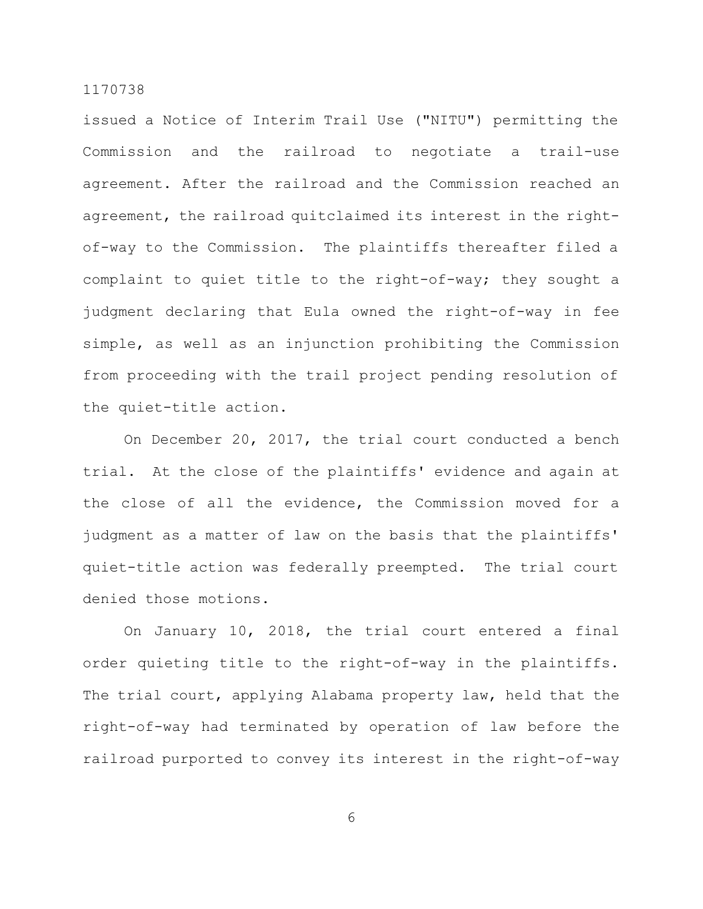issued a Notice of Interim Trail Use ("NITU") permitting the Commission and the railroad to negotiate a trail-use agreement. After the railroad and the Commission reached an agreement, the railroad quitclaimed its interest in the right-of-way to the Commission. The plaintiffs thereafter filed a complaint to quiet title to the right-of-way; they sought a judgment declaring that Eula owned the right-of-way in fee simple, as well as an injunction prohibiting the Commission from proceeding with the trail project pending resolution of the quiet-title action.

On December 20, 2017, the trial court conducted a bench trial. At the close of the plaintiffs' evidence and again at the close of all the evidence, the Commission moved for a judgment as a matter of law on the basis that the plaintiffs' quiet-title action was federally preempted. The trial court denied those motions.

On January 10, 2018, the trial court entered a final order quieting title to the right-of-way in the plaintiffs. The trial court, applying Alabama property law, held that the right-of-way had terminated by operation of law before the railroad purported to convey its interest in the right-of-way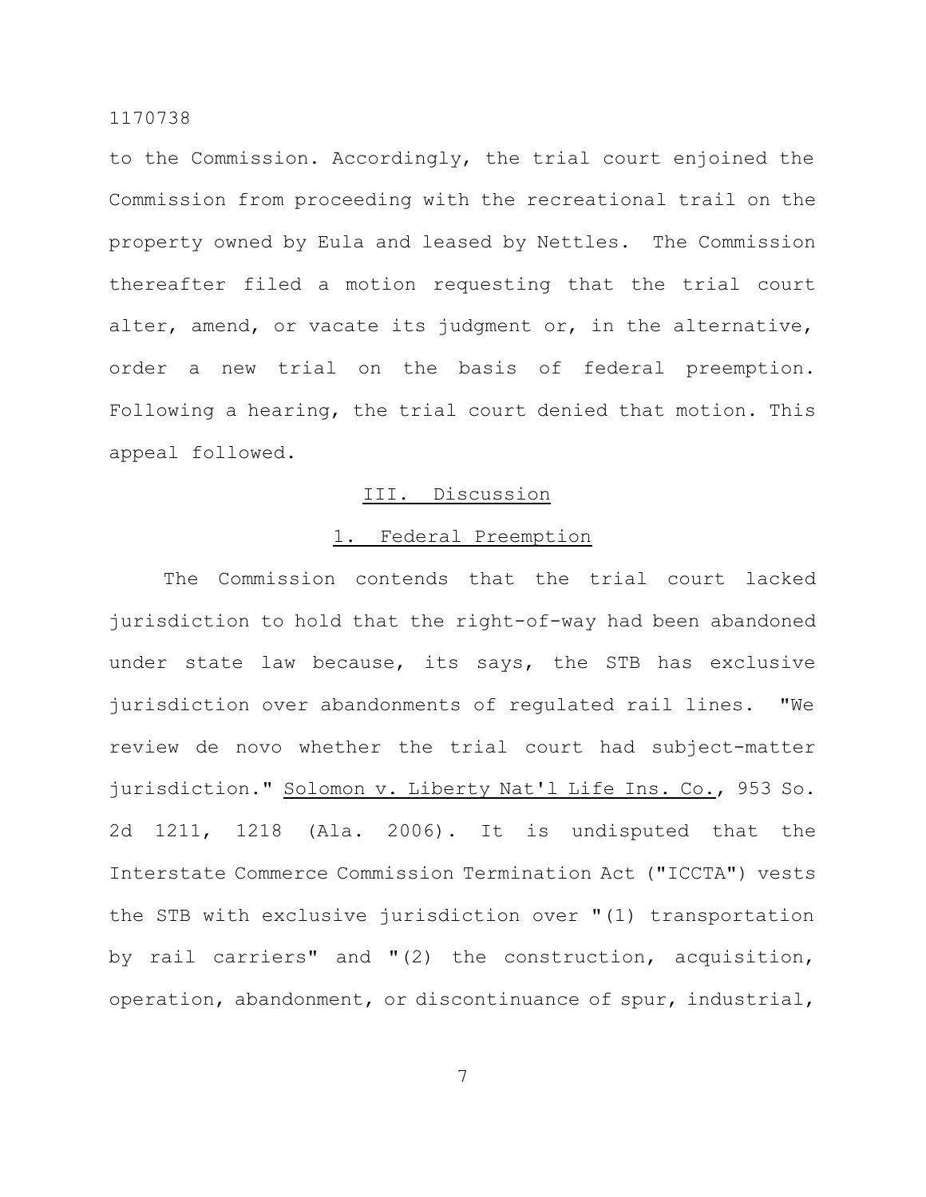to the Commission. Accordingly, the trial court enjoined the Commission from proceeding with the recreational trail on the property owned by Eula and leased by Nettles. The Commission thereafter filed a motion requesting that the trial court alter, amend, or vacate its judgment or, in the alternative, order a new trial on the basis of federal preemption. Following a hearing, the trial court denied that motion. This appeal followed.

## III. Discussion

### 1. Federal Preemption

The Commission contends that the trial court lacked jurisdiction to hold that the right-of-way had been abandoned under state law because, its says, the STB has exclusive jurisdiction over abandonments of regulated rail lines. "We review de novo whether the trial court had subject-matter jurisdiction." Solomon v. Liberty Nat'l Life Ins. Co., 953 So. 2d 1211, 1218 (Ala. 2006). It is undisputed that the Interstate Commerce Commission Termination Act ("ICCTA") vests the STB with exclusive jurisdiction over "(1) transportation by rail carriers" and "(2) the construction, acquisition, operation, abandonment, or discontinuance of spur, industrial,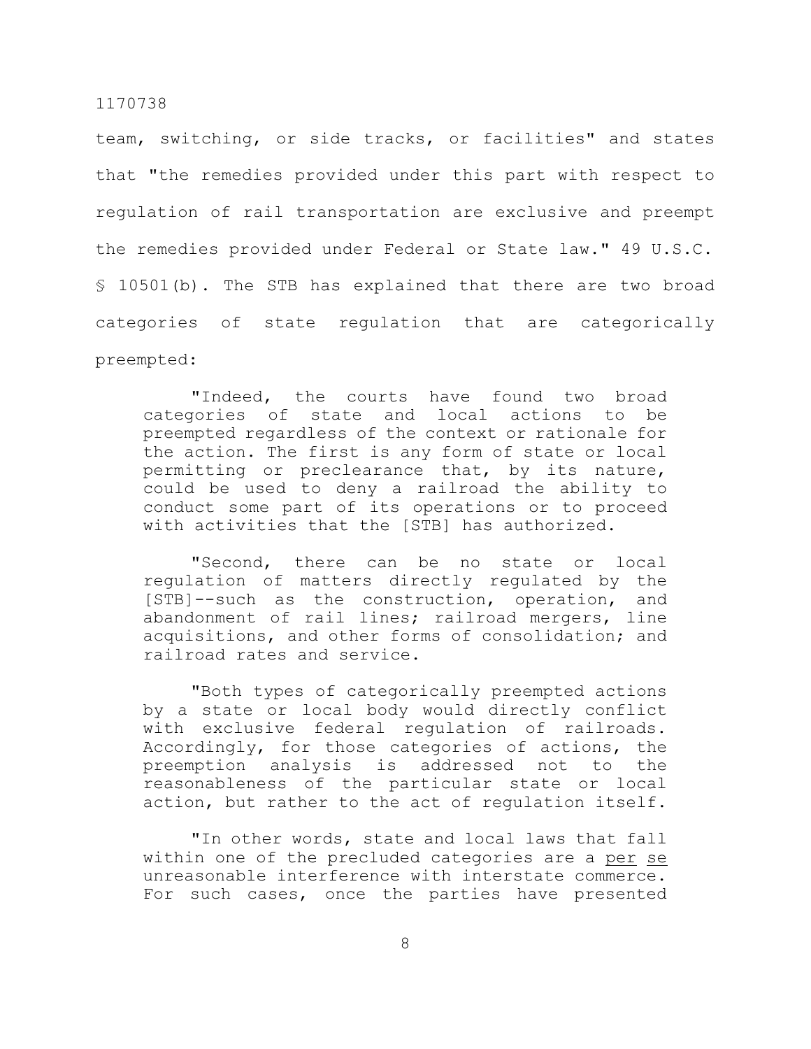team, switching, or side tracks, or facilities" and states that "the remedies provided under this part with respect to regulation of rail transportation are exclusive and preempt the remedies provided under Federal or State law." 49 U.S.C. § 10501(b). The STB has explained that there are two broad categories of state regulation that are categorically preempted:

> "Indeed, the courts have found two broad categories of state and local actions to be preempted regardless of the context or rationale for the action. The first is any form of state or local permitting or preclearance that, by its nature, could be used to deny a railroad the ability to conduct some part of its operations or to proceed with activities that the [STB] has authorized.
>
> "Second, there can be no state or local regulation of matters directly regulated by the [STB]--such as the construction, operation, and abandonment of rail lines; railroad mergers, line acquisitions, and other forms of consolidation; and railroad rates and service.
>
> "Both types of categorically preempted actions by a state or local body would directly conflict with exclusive federal regulation of railroads. Accordingly, for those categories of actions, the preemption analysis is addressed not to the reasonableness of the particular state or local action, but rather to the act of regulation itself.
>
> "In other words, state and local laws that fall within one of the precluded categories are a *per se* unreasonable interference with interstate commerce. For such cases, once the parties have presented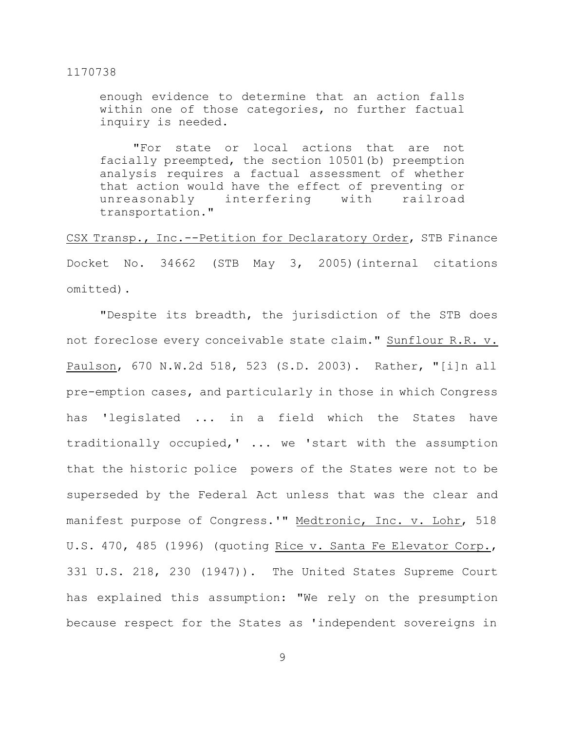> enough evidence to determine that an action falls within one of those categories, no further factual inquiry is needed.
>
> "For state or local actions that are not facially preempted, the section 10501(b) preemption analysis requires a factual assessment of whether that action would have the effect of preventing or unreasonably interfering with railroad transportation."

CSX Transp., Inc.--Petition for Declaratory Order, STB Finance Docket No. 34662 (STB May 3, 2005)(internal citations omitted).

"Despite its breadth, the jurisdiction of the STB does not foreclose every conceivable state claim." Sunflour R.R. v. Paulson, 670 N.W.2d 518, 523 (S.D. 2003). Rather, "[i]n all pre-emption cases, and particularly in those in which Congress has 'legislated ... in a field which the States have traditionally occupied,' ... we 'start with the assumption that the historic police powers of the States were not to be superseded by the Federal Act unless that was the clear and manifest purpose of Congress.'" Medtronic, Inc. v. Lohr, 518 U.S. 470, 485 (1996) (quoting Rice v. Santa Fe Elevator Corp., 331 U.S. 218, 230 (1947)). The United States Supreme Court has explained this assumption: "We rely on the presumption because respect for the States as 'independent sovereigns in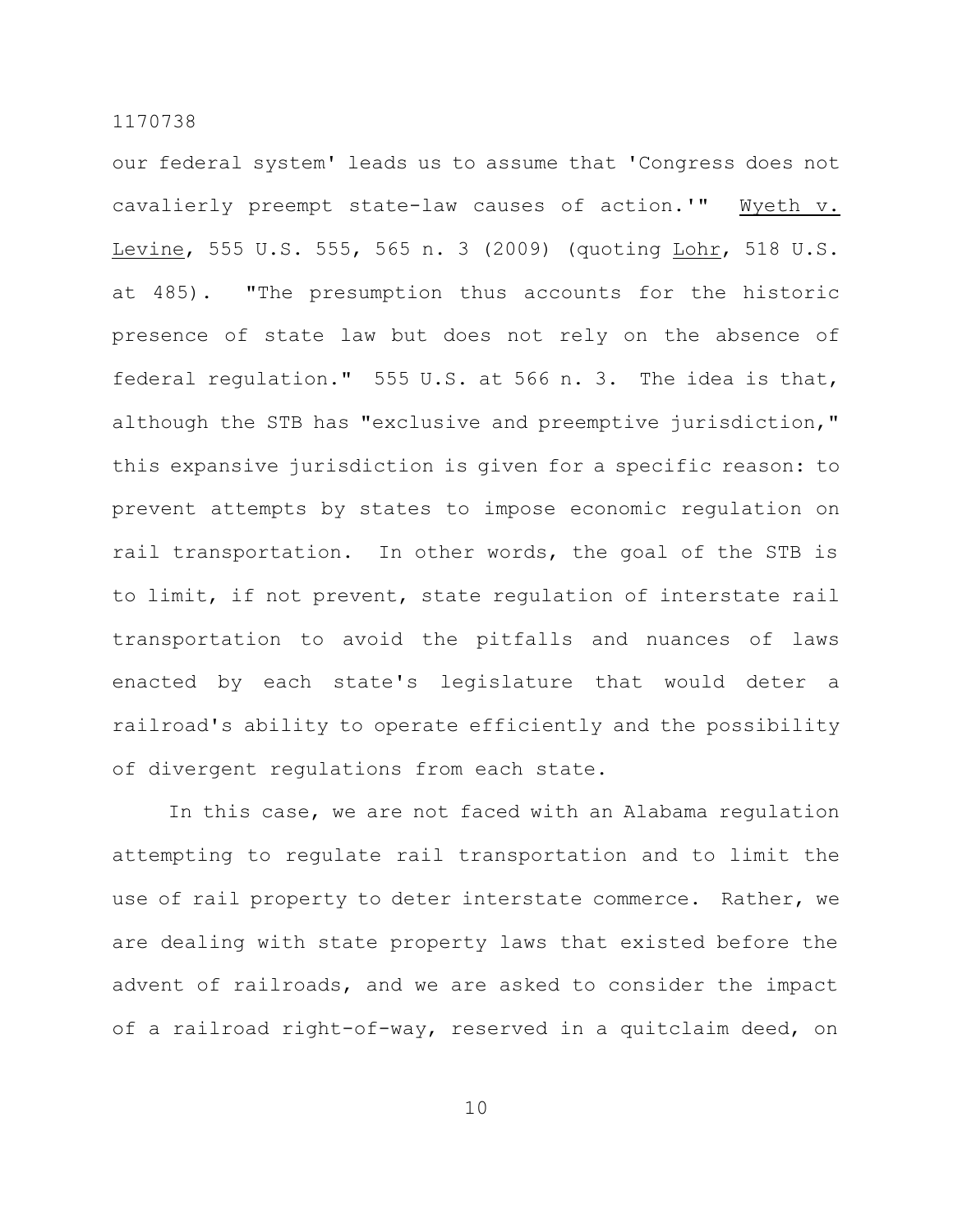our federal system' leads us to assume that 'Congress does not cavalierly preempt state-law causes of action.'" Wyeth v. Levine, 555 U.S. 555, 565 n. 3 (2009) (quoting Lohr, 518 U.S. at 485). "The presumption thus accounts for the historic presence of state law but does not rely on the absence of federal regulation." 555 U.S. at 566 n. 3. The idea is that, although the STB has "exclusive and preemptive jurisdiction," this expansive jurisdiction is given for a specific reason: to prevent attempts by states to impose economic regulation on rail transportation. In other words, the goal of the STB is to limit, if not prevent, state regulation of interstate rail transportation to avoid the pitfalls and nuances of laws enacted by each state's legislature that would deter a railroad's ability to operate efficiently and the possibility of divergent regulations from each state.

In this case, we are not faced with an Alabama regulation attempting to regulate rail transportation and to limit the use of rail property to deter interstate commerce. Rather, we are dealing with state property laws that existed before the advent of railroads, and we are asked to consider the impact of a railroad right-of-way, reserved in a quitclaim deed, on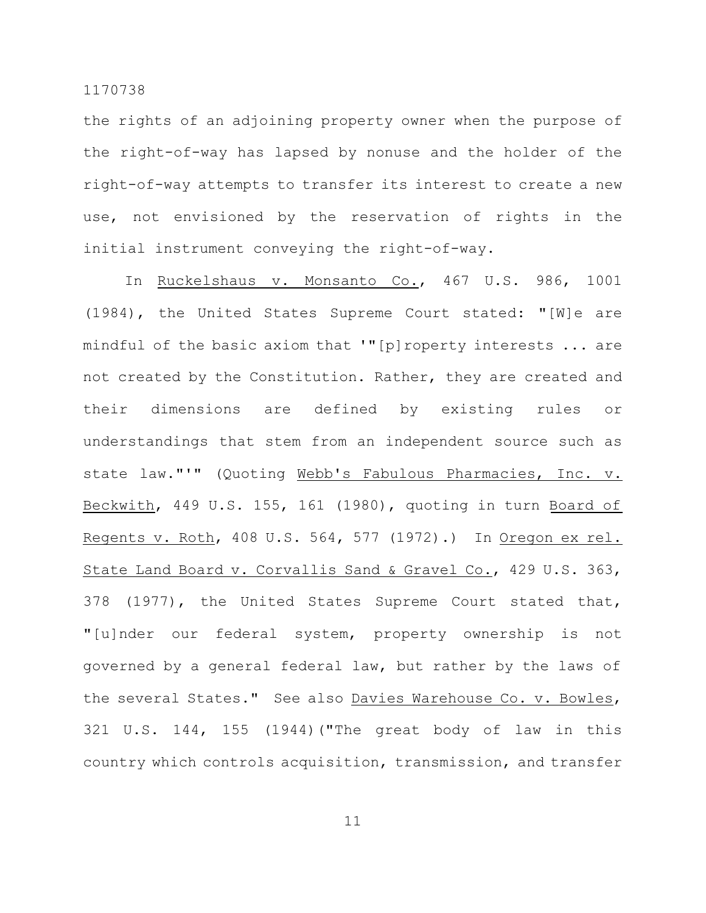the rights of an adjoining property owner when the purpose of the right-of-way has lapsed by nonuse and the holder of the right-of-way attempts to transfer its interest to create a new use, not envisioned by the reservation of rights in the initial instrument conveying the right-of-way.

In Ruckelshaus v. Monsanto Co., 467 U.S. 986, 1001 (1984), the United States Supreme Court stated: "[W]e are mindful of the basic axiom that '"[p]roperty interests ... are not created by the Constitution. Rather, they are created and their dimensions are defined by existing rules or understandings that stem from an independent source such as state law."'" (Quoting Webb's Fabulous Pharmacies, Inc. v. Beckwith, 449 U.S. 155, 161 (1980), quoting in turn Board of Regents v. Roth, 408 U.S. 564, 577 (1972).) In Oregon ex rel. State Land Board v. Corvallis Sand & Gravel Co., 429 U.S. 363, 378 (1977), the United States Supreme Court stated that, "[u]nder our federal system, property ownership is not governed by a general federal law, but rather by the laws of the several States." See also Davies Warehouse Co. v. Bowles, 321 U.S. 144, 155 (1944)("The great body of law in this country which controls acquisition, transmission, and transfer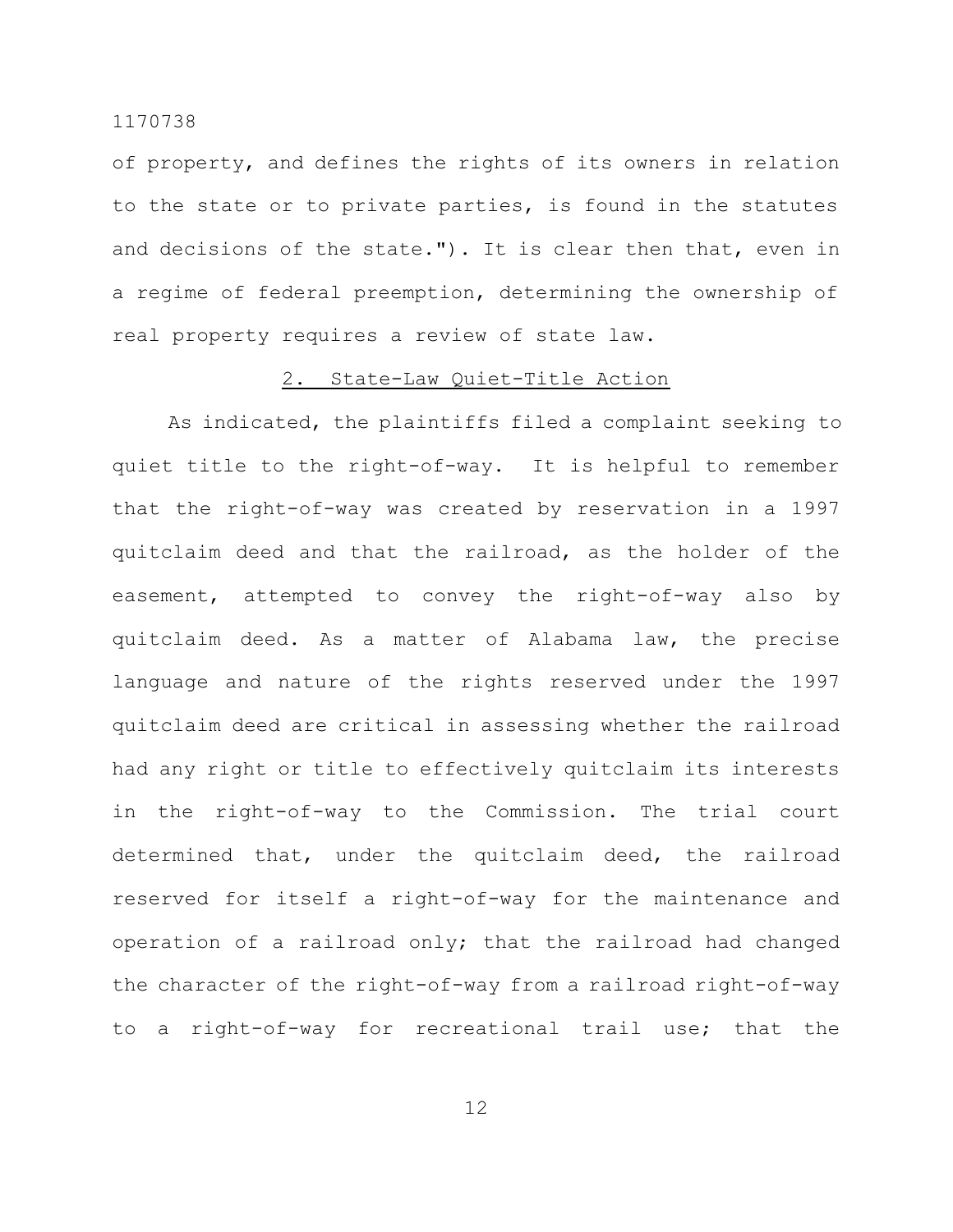of property, and defines the rights of its owners in relation to the state or to private parties, is found in the statutes and decisions of the state."). It is clear then that, even in a regime of federal preemption, determining the ownership of real property requires a review of state law.

<u>2. State-Law Quiet-Title Action</u>

As indicated, the plaintiffs filed a complaint seeking to quiet title to the right-of-way. It is helpful to remember that the right-of-way was created by reservation in a 1997 quitclaim deed and that the railroad, as the holder of the easement, attempted to convey the right-of-way also by quitclaim deed. As a matter of Alabama law, the precise language and nature of the rights reserved under the 1997 quitclaim deed are critical in assessing whether the railroad had any right or title to effectively quitclaim its interests in the right-of-way to the Commission. The trial court determined that, under the quitclaim deed, the railroad reserved for itself a right-of-way for the maintenance and operation of a railroad only; that the railroad had changed the character of the right-of-way from a railroad right-of-way to a right-of-way for recreational trail use; that the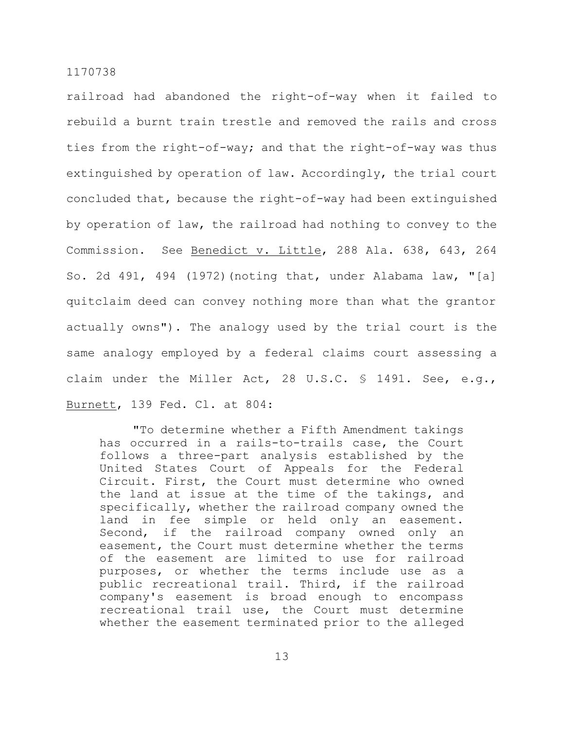railroad had abandoned the right-of-way when it failed to rebuild a burnt train trestle and removed the rails and cross ties from the right-of-way; and that the right-of-way was thus extinguished by operation of law. Accordingly, the trial court concluded that, because the right-of-way had been extinguished by operation of law, the railroad had nothing to convey to the Commission. See Benedict v. Little, 288 Ala. 638, 643, 264 So. 2d 491, 494 (1972)(noting that, under Alabama law, "[a] quitclaim deed can convey nothing more than what the grantor actually owns"). The analogy used by the trial court is the same analogy employed by a federal claims court assessing a claim under the Miller Act, 28 U.S.C. § 1491. See, e.g., Burnett, 139 Fed. Cl. at 804:

> "To determine whether a Fifth Amendment takings has occurred in a rails-to-trails case, the Court follows a three-part analysis established by the United States Court of Appeals for the Federal Circuit. First, the Court must determine who owned the land at issue at the time of the takings, and specifically, whether the railroad company owned the land in fee simple or held only an easement. Second, if the railroad company owned only an easement, the Court must determine whether the terms of the easement are limited to use for railroad purposes, or whether the terms include use as a public recreational trail. Third, if the railroad company's easement is broad enough to encompass recreational trail use, the Court must determine whether the easement terminated prior to the alleged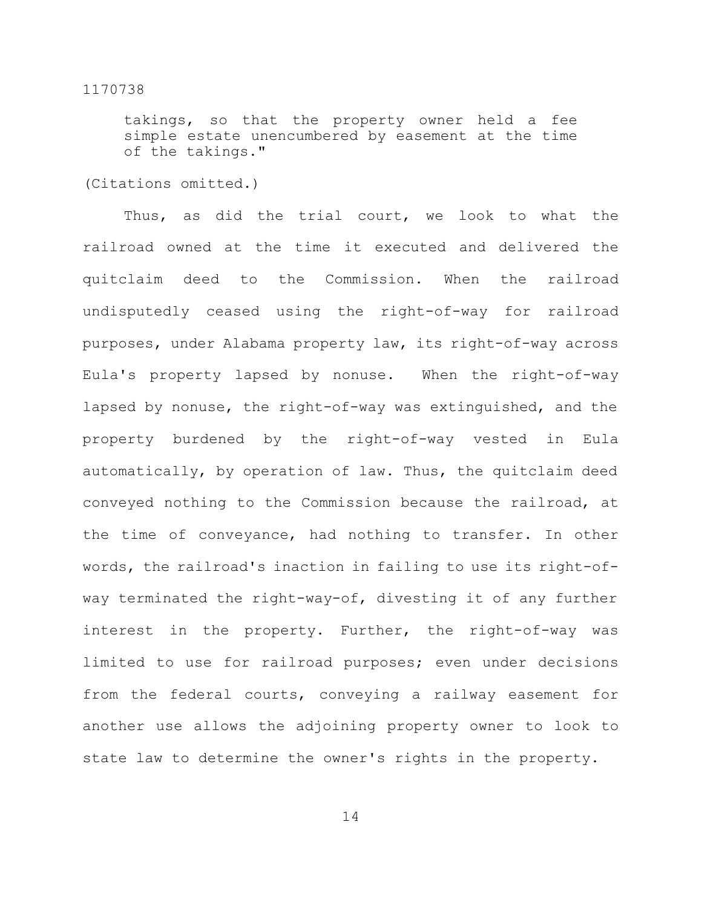takings, so that the property owner held a fee simple estate unencumbered by easement at the time of the takings."

(Citations omitted.)

Thus, as did the trial court, we look to what the railroad owned at the time it executed and delivered the quitclaim deed to the Commission. When the railroad undisputedly ceased using the right-of-way for railroad purposes, under Alabama property law, its right-of-way across Eula's property lapsed by nonuse. When the right-of-way lapsed by nonuse, the right-of-way was extinguished, and the property burdened by the right-of-way vested in Eula automatically, by operation of law. Thus, the quitclaim deed conveyed nothing to the Commission because the railroad, at the time of conveyance, had nothing to transfer. In other words, the railroad's inaction in failing to use its right-of-way terminated the right-way-of, divesting it of any further interest in the property. Further, the right-of-way was limited to use for railroad purposes; even under decisions from the federal courts, conveying a railway easement for another use allows the adjoining property owner to look to state law to determine the owner's rights in the property.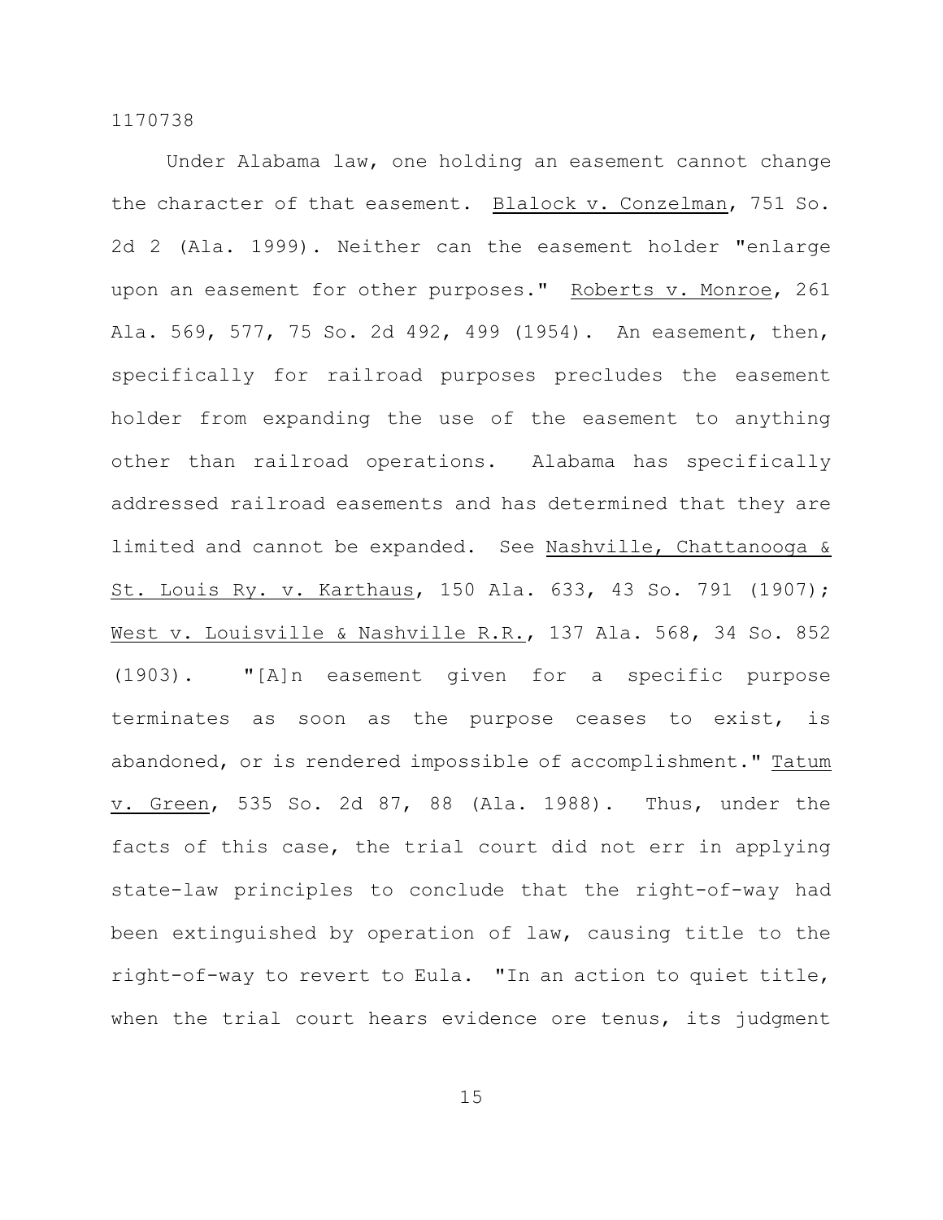Under Alabama law, one holding an easement cannot change the character of that easement. Blalock v. Conzelman, 751 So. 2d 2 (Ala. 1999). Neither can the easement holder "enlarge upon an easement for other purposes." Roberts v. Monroe, 261 Ala. 569, 577, 75 So. 2d 492, 499 (1954). An easement, then, specifically for railroad purposes precludes the easement holder from expanding the use of the easement to anything other than railroad operations. Alabama has specifically addressed railroad easements and has determined that they are limited and cannot be expanded. See Nashville, Chattanooga & St. Louis Ry. v. Karthaus, 150 Ala. 633, 43 So. 791 (1907); West v. Louisville & Nashville R.R., 137 Ala. 568, 34 So. 852 (1903). "[A]n easement given for a specific purpose terminates as soon as the purpose ceases to exist, is abandoned, or is rendered impossible of accomplishment." Tatum v. Green, 535 So. 2d 87, 88 (Ala. 1988). Thus, under the facts of this case, the trial court did not err in applying state-law principles to conclude that the right-of-way had been extinguished by operation of law, causing title to the right-of-way to revert to Eula. "In an action to quiet title, when the trial court hears evidence ore tenus, its judgment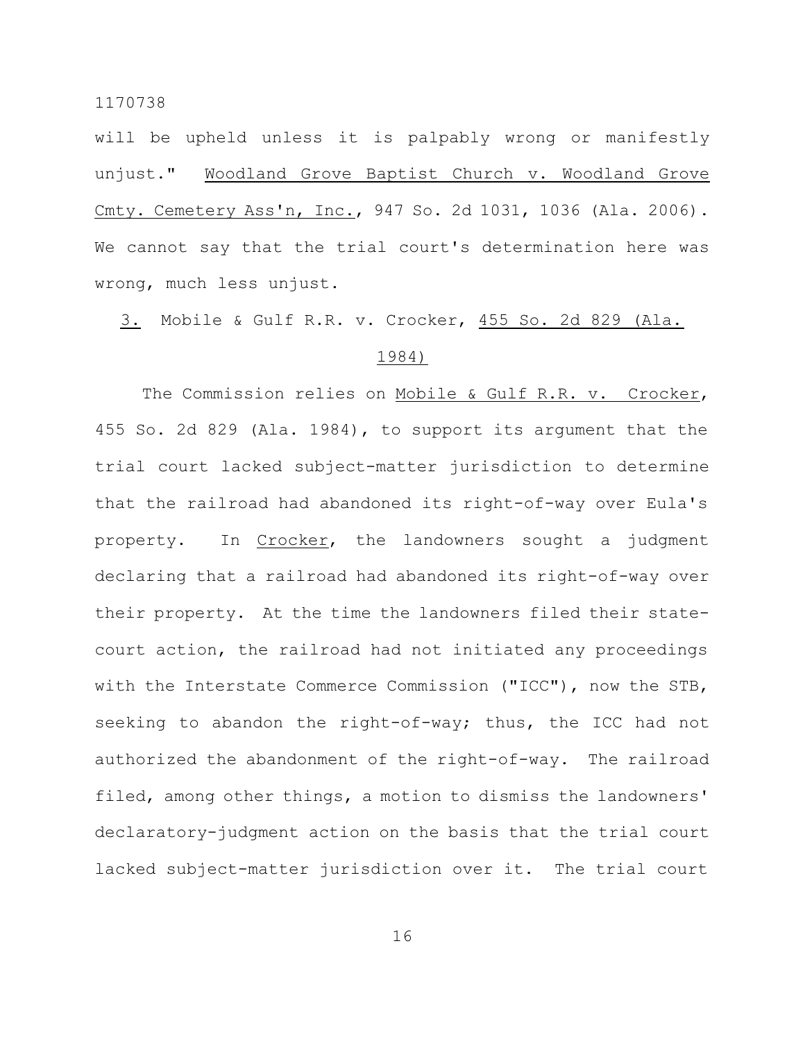will be upheld unless it is palpably wrong or manifestly unjust." Woodland Grove Baptist Church v. Woodland Grove Cmty. Cemetery Ass'n, Inc., 947 So. 2d 1031, 1036 (Ala. 2006). We cannot say that the trial court's determination here was wrong, much less unjust.

### 3. Mobile & Gulf R.R. v. Crocker, 455 So. 2d 829 (Ala. 1984)

The Commission relies on Mobile & Gulf R.R. v. Crocker, 455 So. 2d 829 (Ala. 1984), to support its argument that the trial court lacked subject-matter jurisdiction to determine that the railroad had abandoned its right-of-way over Eula's property. In Crocker, the landowners sought a judgment declaring that a railroad had abandoned its right-of-way over their property. At the time the landowners filed their state-court action, the railroad had not initiated any proceedings with the Interstate Commerce Commission ("ICC"), now the STB, seeking to abandon the right-of-way; thus, the ICC had not authorized the abandonment of the right-of-way. The railroad filed, among other things, a motion to dismiss the landowners' declaratory-judgment action on the basis that the trial court lacked subject-matter jurisdiction over it. The trial court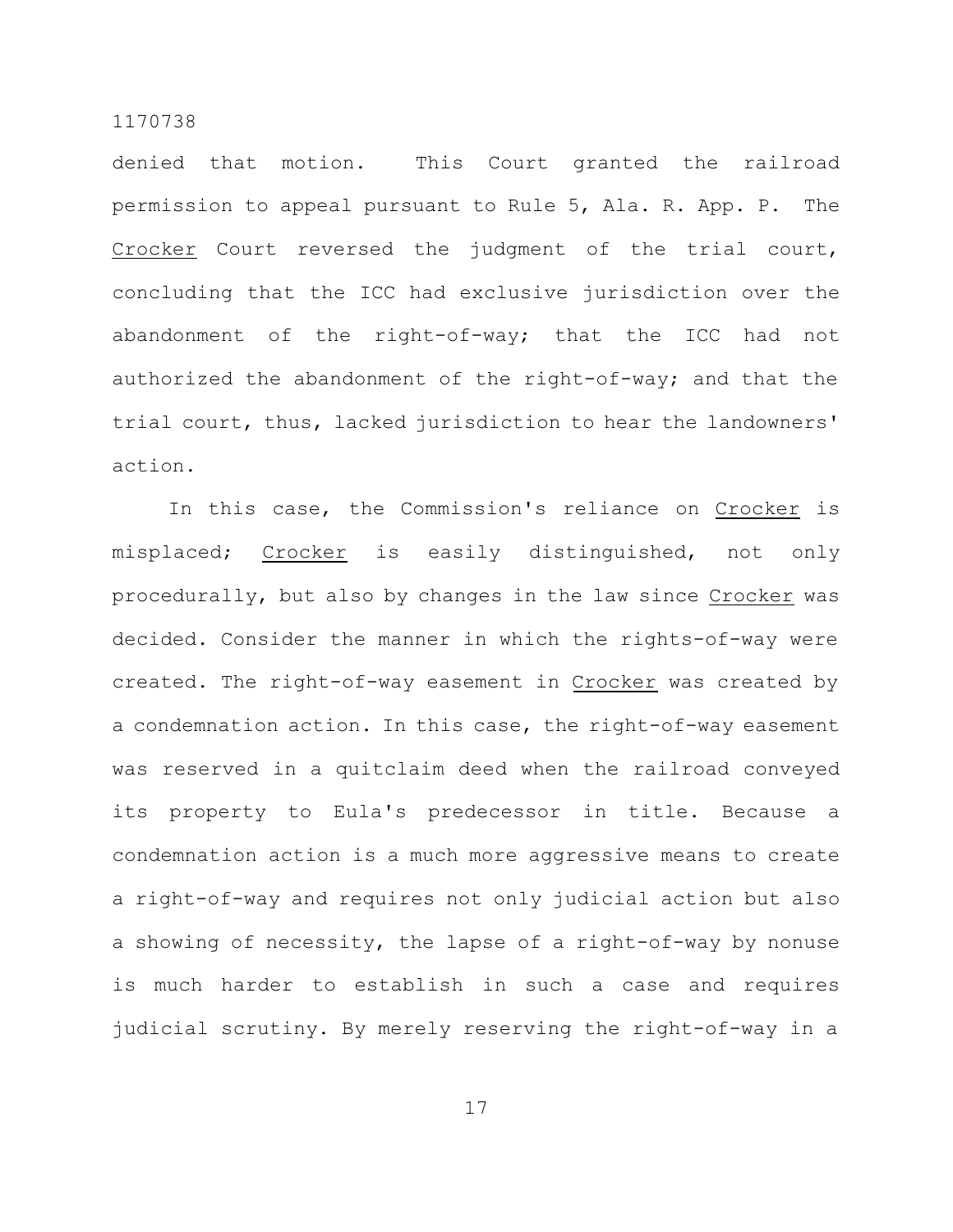denied that motion. This Court granted the railroad permission to appeal pursuant to Rule 5, Ala. R. App. P. The Crocker Court reversed the judgment of the trial court, concluding that the ICC had exclusive jurisdiction over the abandonment of the right-of-way; that the ICC had not authorized the abandonment of the right-of-way; and that the trial court, thus, lacked jurisdiction to hear the landowners' action.

In this case, the Commission's reliance on Crocker is misplaced; Crocker is easily distinguished, not only procedurally, but also by changes in the law since Crocker was decided. Consider the manner in which the rights-of-way were created. The right-of-way easement in Crocker was created by a condemnation action. In this case, the right-of-way easement was reserved in a quitclaim deed when the railroad conveyed its property to Eula's predecessor in title. Because a condemnation action is a much more aggressive means to create a right-of-way and requires not only judicial action but also a showing of necessity, the lapse of a right-of-way by nonuse is much harder to establish in such a case and requires judicial scrutiny. By merely reserving the right-of-way in a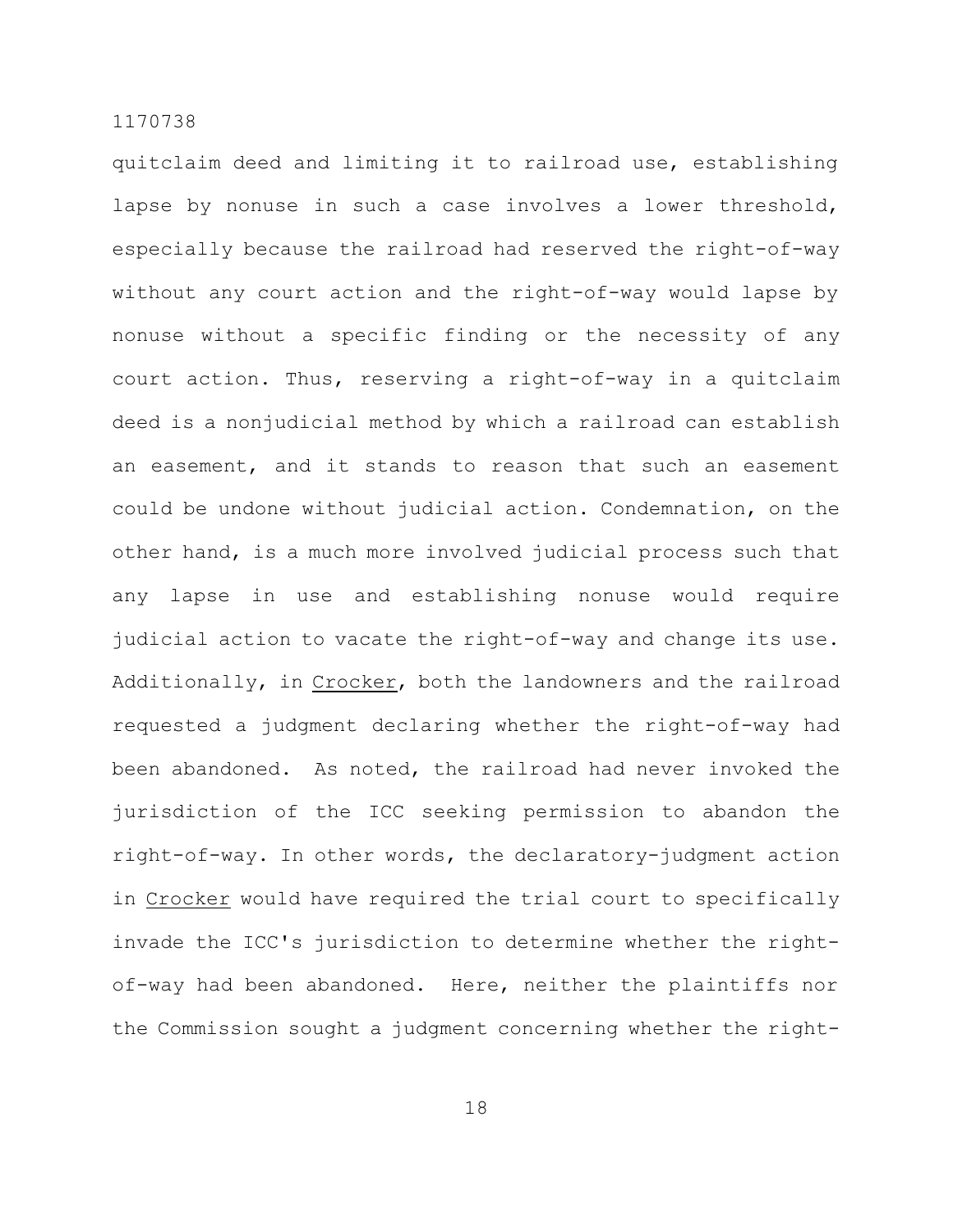quitclaim deed and limiting it to railroad use, establishing lapse by nonuse in such a case involves a lower threshold, especially because the railroad had reserved the right-of-way without any court action and the right-of-way would lapse by nonuse without a specific finding or the necessity of any court action. Thus, reserving a right-of-way in a quitclaim deed is a nonjudicial method by which a railroad can establish an easement, and it stands to reason that such an easement could be undone without judicial action. Condemnation, on the other hand, is a much more involved judicial process such that any lapse in use and establishing nonuse would require judicial action to vacate the right-of-way and change its use. Additionally, in Crocker, both the landowners and the railroad requested a judgment declaring whether the right-of-way had been abandoned. As noted, the railroad had never invoked the jurisdiction of the ICC seeking permission to abandon the right-of-way. In other words, the declaratory-judgment action in Crocker would have required the trial court to specifically invade the ICC's jurisdiction to determine whether the right-of-way had been abandoned. Here, neither the plaintiffs nor the Commission sought a judgment concerning whether the right-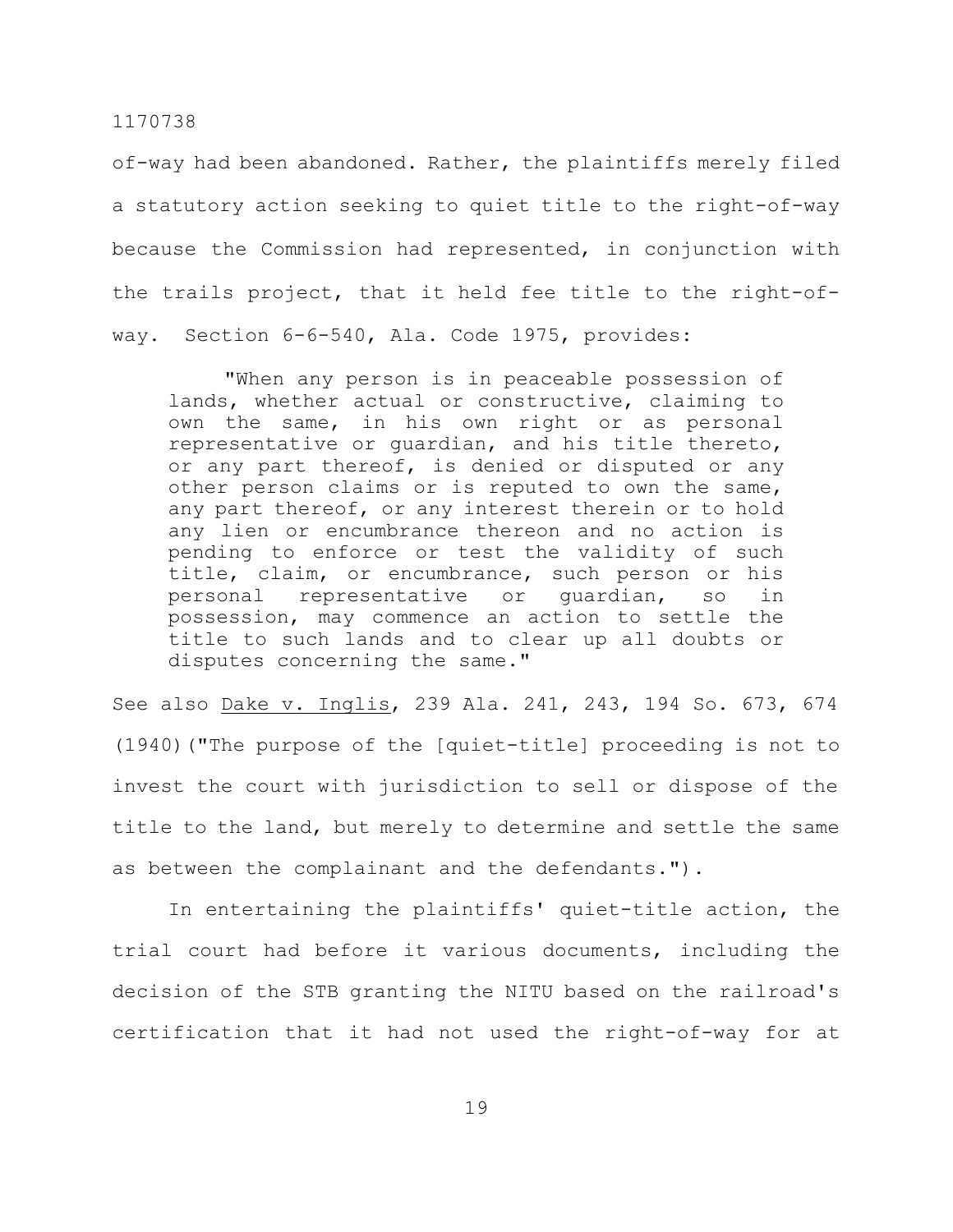of-way had been abandoned. Rather, the plaintiffs merely filed a statutory action seeking to quiet title to the right-of-way because the Commission had represented, in conjunction with the trails project, that it held fee title to the right-of-way. Section 6-6-540, Ala. Code 1975, provides:

> "When any person is in peaceable possession of lands, whether actual or constructive, claiming to own the same, in his own right or as personal representative or guardian, and his title thereto, or any part thereof, is denied or disputed or any other person claims or is reputed to own the same, any part thereof, or any interest therein or to hold any lien or encumbrance thereon and no action is pending to enforce or test the validity of such title, claim, or encumbrance, such person or his personal representative or guardian, so in possession, may commence an action to settle the title to such lands and to clear up all doubts or disputes concerning the same."

See also Dake v. Inglis, 239 Ala. 241, 243, 194 So. 673, 674 (1940)("The purpose of the [quiet-title] proceeding is not to invest the court with jurisdiction to sell or dispose of the title to the land, but merely to determine and settle the same as between the complainant and the defendants.").

In entertaining the plaintiffs' quiet-title action, the trial court had before it various documents, including the decision of the STB granting the NITU based on the railroad's certification that it had not used the right-of-way for at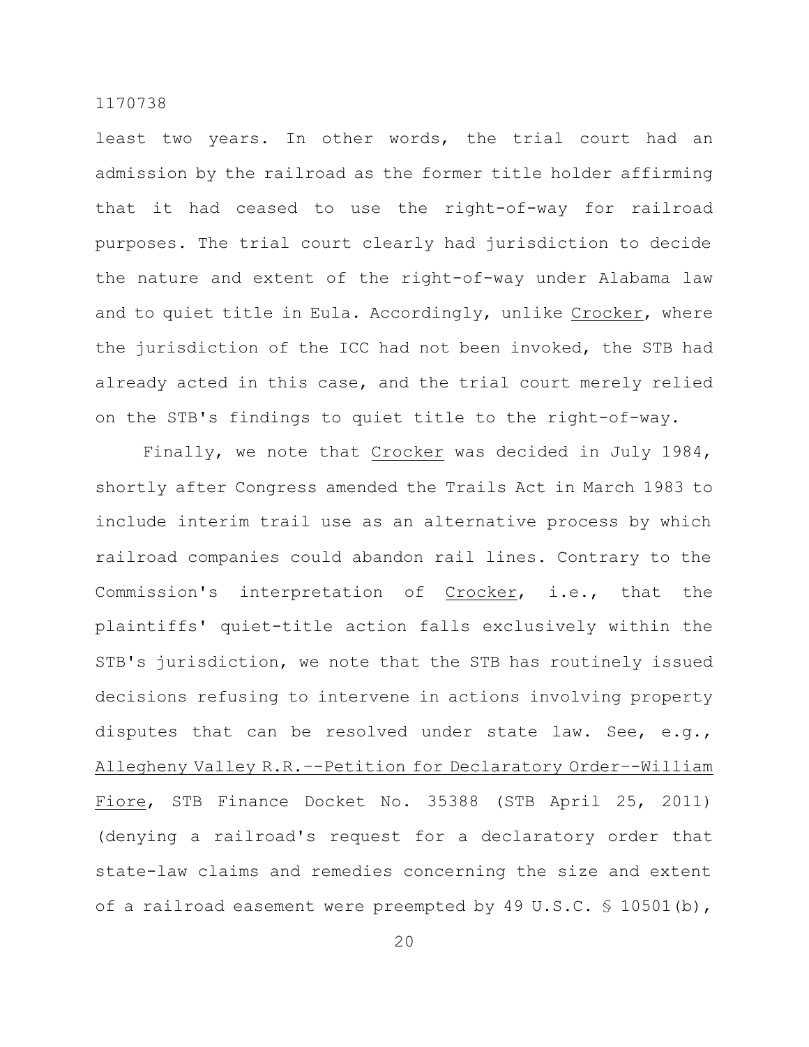least two years. In other words, the trial court had an admission by the railroad as the former title holder affirming that it had ceased to use the right-of-way for railroad purposes. The trial court clearly had jurisdiction to decide the nature and extent of the right-of-way under Alabama law and to quiet title in Eula. Accordingly, unlike Crocker, where the jurisdiction of the ICC had not been invoked, the STB had already acted in this case, and the trial court merely relied on the STB's findings to quiet title to the right-of-way.

Finally, we note that Crocker was decided in July 1984, shortly after Congress amended the Trails Act in March 1983 to include interim trail use as an alternative process by which railroad companies could abandon rail lines. Contrary to the Commission's interpretation of Crocker, i.e., that the plaintiffs' quiet-title action falls exclusively within the STB's jurisdiction, we note that the STB has routinely issued decisions refusing to intervene in actions involving property disputes that can be resolved under state law. See, e.g., Allegheny Valley R.R.--Petition for Declaratory Order--William Fiore, STB Finance Docket No. 35388 (STB April 25, 2011) (denying a railroad's request for a declaratory order that state-law claims and remedies concerning the size and extent of a railroad easement were preempted by 49 U.S.C. § 10501(b),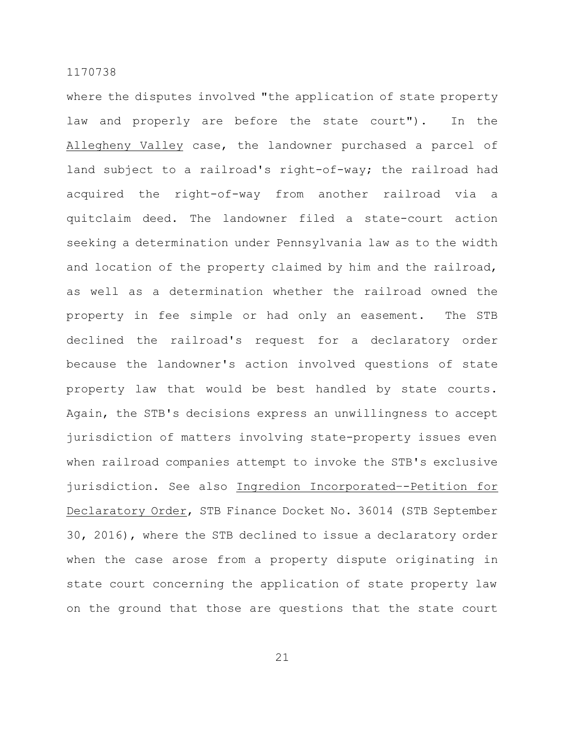where the disputes involved "the application of state property law and properly are before the state court"). In the Allegheny Valley case, the landowner purchased a parcel of land subject to a railroad's right-of-way; the railroad had acquired the right-of-way from another railroad via a quitclaim deed. The landowner filed a state-court action seeking a determination under Pennsylvania law as to the width and location of the property claimed by him and the railroad, as well as a determination whether the railroad owned the property in fee simple or had only an easement. The STB declined the railroad's request for a declaratory order because the landowner's action involved questions of state property law that would be best handled by state courts. Again, the STB's decisions express an unwillingness to accept jurisdiction of matters involving state-property issues even when railroad companies attempt to invoke the STB's exclusive jurisdiction. See also Ingredion Incorporated--Petition for Declaratory Order, STB Finance Docket No. 36014 (STB September 30, 2016), where the STB declined to issue a declaratory order when the case arose from a property dispute originating in state court concerning the application of state property law on the ground that those are questions that the state court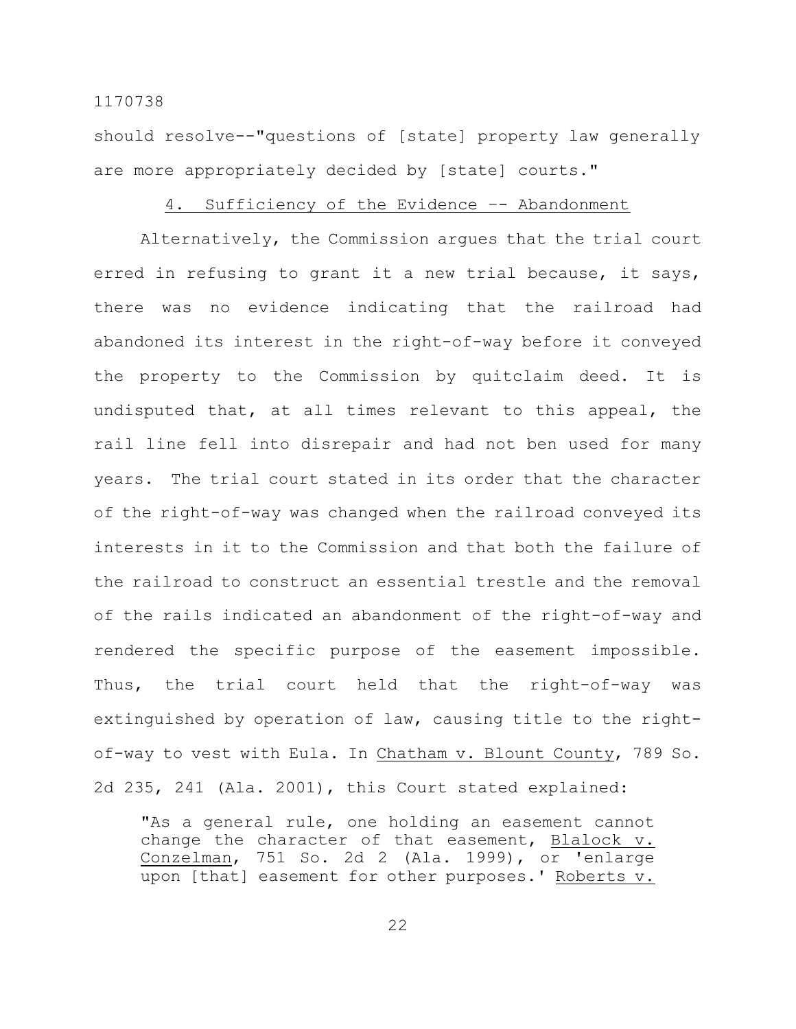should resolve--"questions of [state] property law generally are more appropriately decided by [state] courts."

4. Sufficiency of the Evidence –- Abandonment

Alternatively, the Commission argues that the trial court erred in refusing to grant it a new trial because, it says, there was no evidence indicating that the railroad had abandoned its interest in the right-of-way before it conveyed the property to the Commission by quitclaim deed. It is undisputed that, at all times relevant to this appeal, the rail line fell into disrepair and had not ben used for many years. The trial court stated in its order that the character of the right-of-way was changed when the railroad conveyed its interests in it to the Commission and that both the failure of the railroad to construct an essential trestle and the removal of the rails indicated an abandonment of the right-of-way and rendered the specific purpose of the easement impossible. Thus, the trial court held that the right-of-way was extinguished by operation of law, causing title to the right-of-way to vest with Eula. In Chatham v. Blount County, 789 So. 2d 235, 241 (Ala. 2001), this Court stated explained:

> "As a general rule, one holding an easement cannot change the character of that easement, Blalock v. Conzelman, 751 So. 2d 2 (Ala. 1999), or 'enlarge upon [that] easement for other purposes.' Roberts v.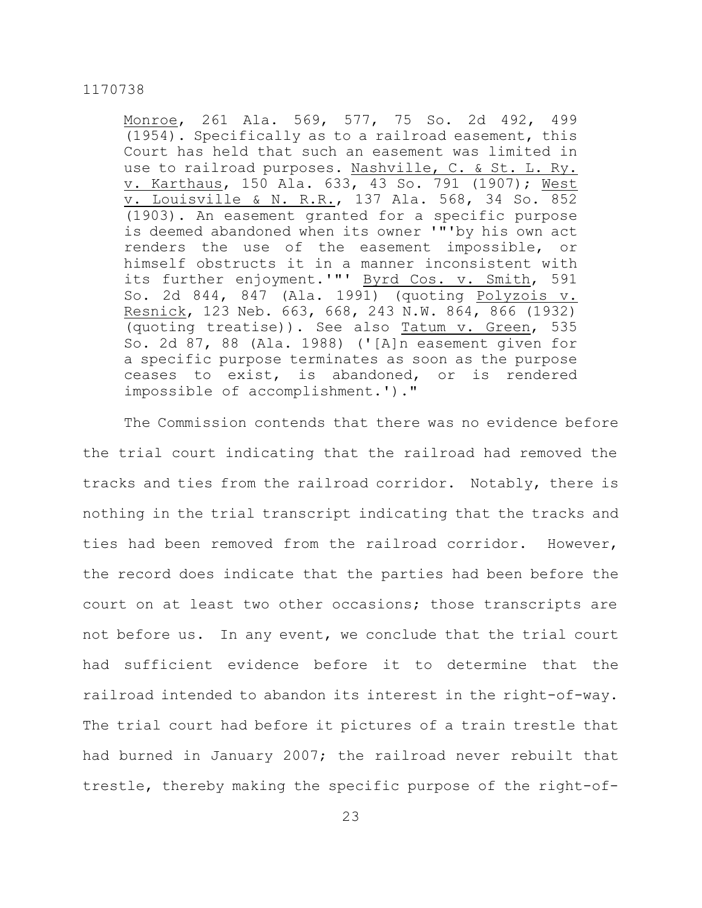> Monroe, 261 Ala. 569, 577, 75 So. 2d 492, 499 (1954). Specifically as to a railroad easement, this Court has held that such an easement was limited in use to railroad purposes. Nashville, C. & St. L. Ry. v. Karthaus, 150 Ala. 633, 43 So. 791 (1907); West v. Louisville & N. R.R., 137 Ala. 568, 34 So. 852 (1903). An easement granted for a specific purpose is deemed abandoned when its owner '"'by his own act renders the use of the easement impossible, or himself obstructs it in a manner inconsistent with its further enjoyment.'"' Byrd Cos. v. Smith, 591 So. 2d 844, 847 (Ala. 1991) (quoting Polyzois v. Resnick, 123 Neb. 663, 668, 243 N.W. 864, 866 (1932) (quoting treatise)). See also Tatum v. Green, 535 So. 2d 87, 88 (Ala. 1988) ('[A]n easement given for a specific purpose terminates as soon as the purpose ceases to exist, is abandoned, or is rendered impossible of accomplishment.')."

The Commission contends that there was no evidence before the trial court indicating that the railroad had removed the tracks and ties from the railroad corridor. Notably, there is nothing in the trial transcript indicating that the tracks and ties had been removed from the railroad corridor. However, the record does indicate that the parties had been before the court on at least two other occasions; those transcripts are not before us. In any event, we conclude that the trial court had sufficient evidence before it to determine that the railroad intended to abandon its interest in the right-of-way. The trial court had before it pictures of a train trestle that had burned in January 2007; the railroad never rebuilt that trestle, thereby making the specific purpose of the right-of-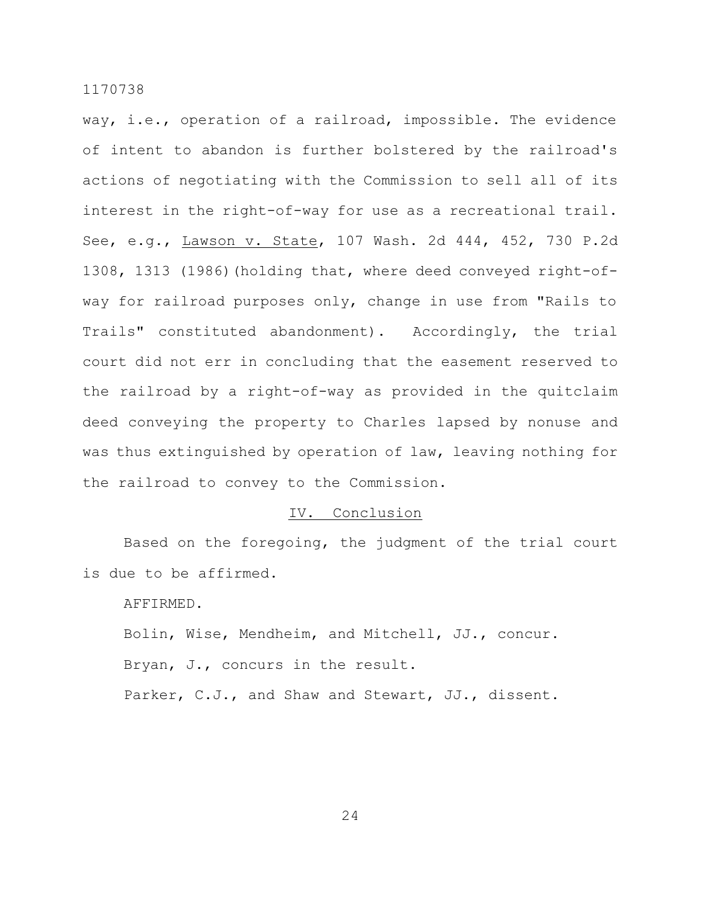way, i.e., operation of a railroad, impossible. The evidence of intent to abandon is further bolstered by the railroad's actions of negotiating with the Commission to sell all of its interest in the right-of-way for use as a recreational trail. See, e.g., Lawson v. State, 107 Wash. 2d 444, 452, 730 P.2d 1308, 1313 (1986)(holding that, where deed conveyed right-of-way for railroad purposes only, change in use from "Rails to Trails" constituted abandonment). Accordingly, the trial court did not err in concluding that the easement reserved to the railroad by a right-of-way as provided in the quitclaim deed conveying the property to Charles lapsed by nonuse and was thus extinguished by operation of law, leaving nothing for the railroad to convey to the Commission.

## IV. Conclusion

Based on the foregoing, the judgment of the trial court is due to be affirmed.

AFFIRMED.

Bolin, Wise, Mendheim, and Mitchell, JJ., concur.

Bryan, J., concurs in the result.

Parker, C.J., and Shaw and Stewart, JJ., dissent.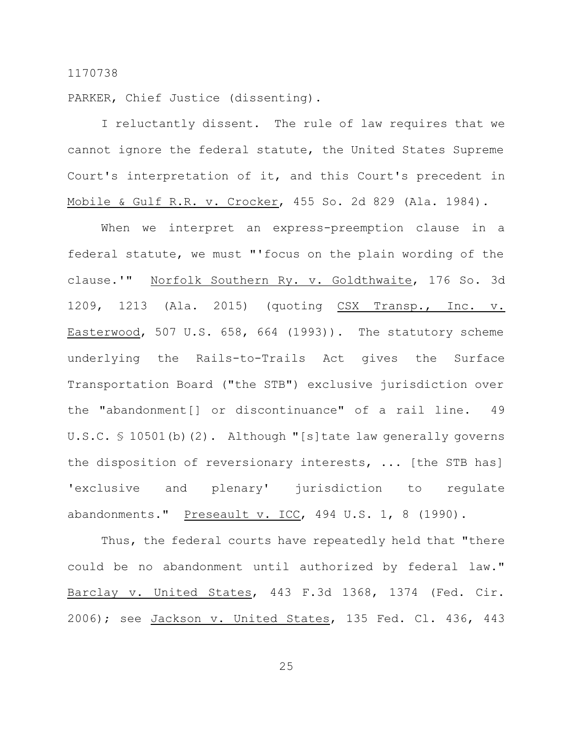PARKER, Chief Justice (dissenting).

I reluctantly dissent. The rule of law requires that we cannot ignore the federal statute, the United States Supreme Court's interpretation of it, and this Court's precedent in Mobile & Gulf R.R. v. Crocker, 455 So. 2d 829 (Ala. 1984).

When we interpret an express-preemption clause in a federal statute, we must "'focus on the plain wording of the clause.'" Norfolk Southern Ry. v. Goldthwaite, 176 So. 3d 1209, 1213 (Ala. 2015) (quoting CSX Transp., Inc. v. Easterwood, 507 U.S. 658, 664 (1993)). The statutory scheme underlying the Rails-to-Trails Act gives the Surface Transportation Board ("the STB") exclusive jurisdiction over the "abandonment[] or discontinuance" of a rail line. 49 U.S.C. § 10501(b)(2). Although "[s]tate law generally governs the disposition of reversionary interests, ... [the STB has] 'exclusive and plenary' jurisdiction to regulate abandonments." Preseault v. ICC, 494 U.S. 1, 8 (1990).

Thus, the federal courts have repeatedly held that "there could be no abandonment until authorized by federal law." Barclay v. United States, 443 F.3d 1368, 1374 (Fed. Cir. 2006); see Jackson v. United States, 135 Fed. Cl. 436, 443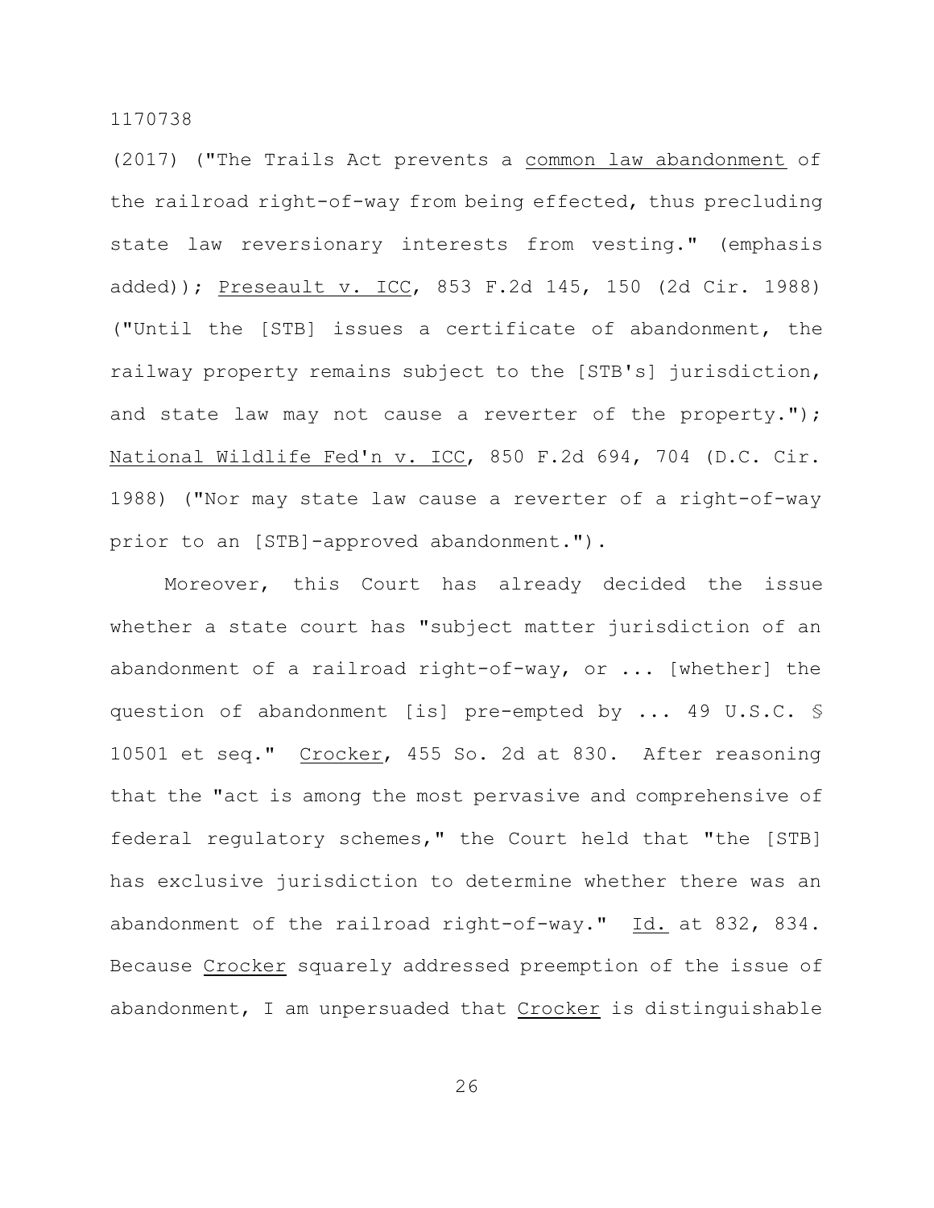(2017) ("The Trails Act prevents a common law abandonment of the railroad right-of-way from being effected, thus precluding state law reversionary interests from vesting." (emphasis added)); Preseault v. ICC, 853 F.2d 145, 150 (2d Cir. 1988) ("Until the [STB] issues a certificate of abandonment, the railway property remains subject to the [STB's] jurisdiction, and state law may not cause a reverter of the property."); National Wildlife Fed'n v. ICC, 850 F.2d 694, 704 (D.C. Cir. 1988) ("Nor may state law cause a reverter of a right-of-way prior to an [STB]-approved abandonment.").

Moreover, this Court has already decided the issue whether a state court has "subject matter jurisdiction of an abandonment of a railroad right-of-way, or ... [whether] the question of abandonment [is] pre-empted by ... 49 U.S.C. § 10501 et seq." Crocker, 455 So. 2d at 830. After reasoning that the "act is among the most pervasive and comprehensive of federal regulatory schemes," the Court held that "the [STB] has exclusive jurisdiction to determine whether there was an abandonment of the railroad right-of-way." Id. at 832, 834. Because Crocker squarely addressed preemption of the issue of abandonment, I am unpersuaded that Crocker is distinguishable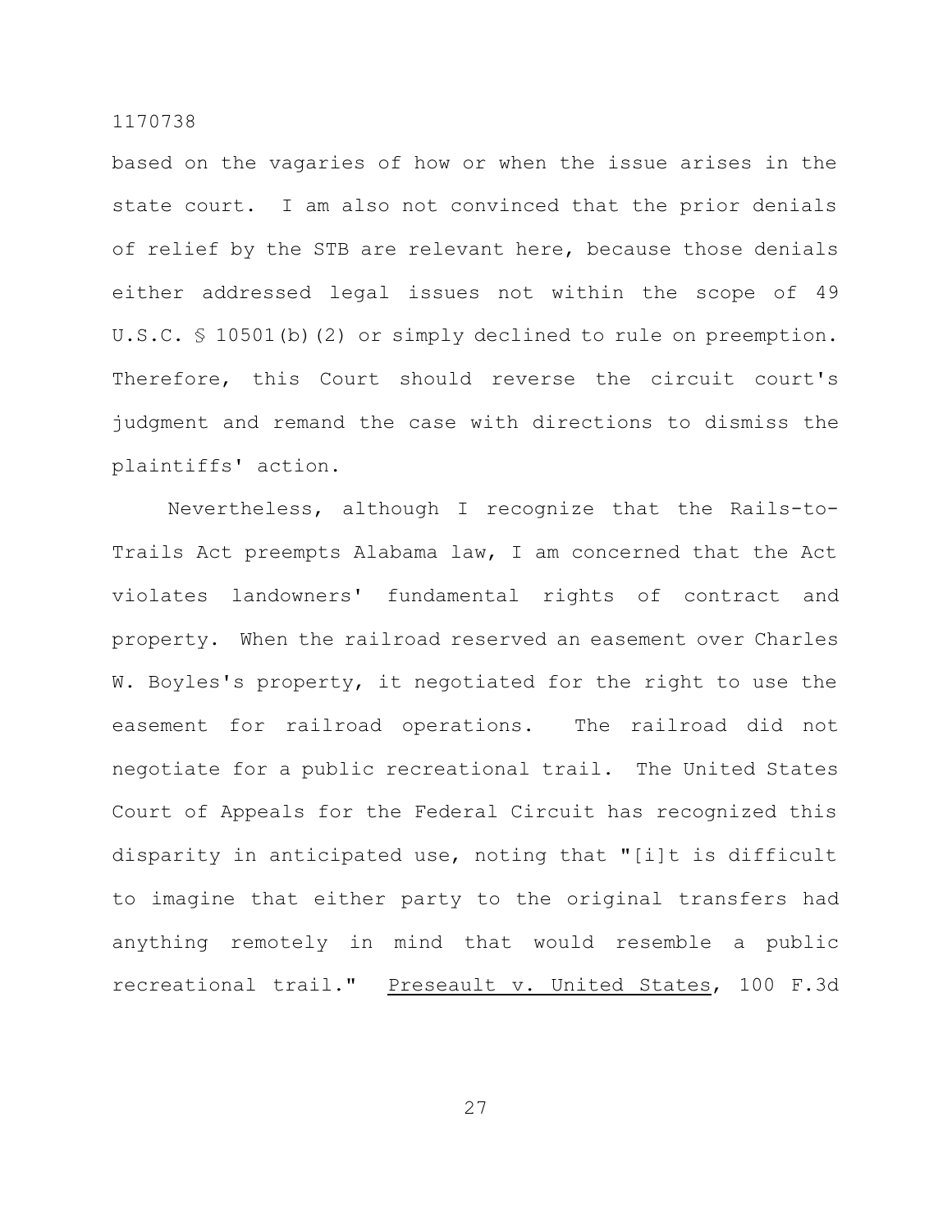based on the vagaries of how or when the issue arises in the state court. I am also not convinced that the prior denials of relief by the STB are relevant here, because those denials either addressed legal issues not within the scope of 49 U.S.C. § 10501(b)(2) or simply declined to rule on preemption. Therefore, this Court should reverse the circuit court's judgment and remand the case with directions to dismiss the plaintiffs' action.

Nevertheless, although I recognize that the Rails-to-Trails Act preempts Alabama law, I am concerned that the Act violates landowners' fundamental rights of contract and property. When the railroad reserved an easement over Charles W. Boyles's property, it negotiated for the right to use the easement for railroad operations. The railroad did not negotiate for a public recreational trail. The United States Court of Appeals for the Federal Circuit has recognized this disparity in anticipated use, noting that "[i]t is difficult to imagine that either party to the original transfers had anything remotely in mind that would resemble a public recreational trail." Preseault v. United States, 100 F.3d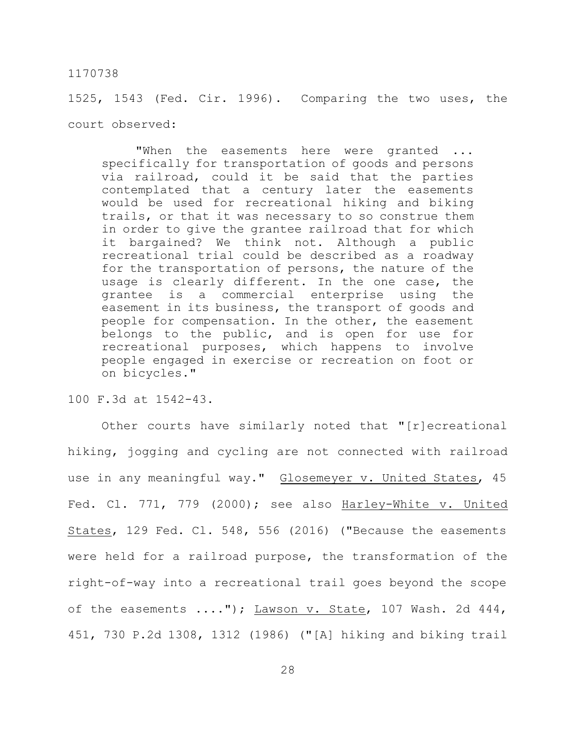1525, 1543 (Fed. Cir. 1996). Comparing the two uses, the court observed:

> "When the easements here were granted ... specifically for transportation of goods and persons via railroad, could it be said that the parties contemplated that a century later the easements would be used for recreational hiking and biking trails, or that it was necessary to so construe them in order to give the grantee railroad that for which it bargained? We think not. Although a public recreational trial could be described as a roadway for the transportation of persons, the nature of the usage is clearly different. In the one case, the grantee is a commercial enterprise using the easement in its business, the transport of goods and people for compensation. In the other, the easement belongs to the public, and is open for use for recreational purposes, which happens to involve people engaged in exercise or recreation on foot or on bicycles."

100 F.3d at 1542-43.

Other courts have similarly noted that "[r]ecreational hiking, jogging and cycling are not connected with railroad use in any meaningful way." Glosemeyer v. United States, 45 Fed. Cl. 771, 779 (2000); see also Harley-White v. United States, 129 Fed. Cl. 548, 556 (2016) ("Because the easements were held for a railroad purpose, the transformation of the right-of-way into a recreational trail goes beyond the scope of the easements ...."); Lawson v. State, 107 Wash. 2d 444, 451, 730 P.2d 1308, 1312 (1986) ("[A] hiking and biking trail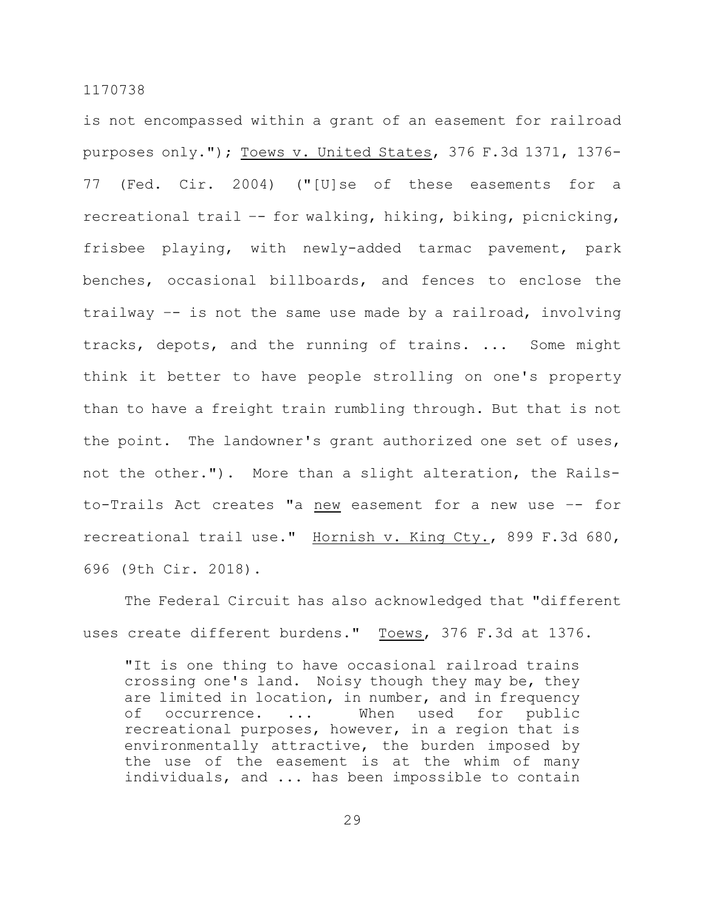is not encompassed within a grant of an easement for railroad purposes only."); Toews v. United States, 376 F.3d 1371, 1376-77 (Fed. Cir. 2004) ("[U]se of these easements for a recreational trail –- for walking, hiking, biking, picnicking, frisbee playing, with newly-added tarmac pavement, park benches, occasional billboards, and fences to enclose the trailway –- is not the same use made by a railroad, involving tracks, depots, and the running of trains. ... Some might think it better to have people strolling on one's property than to have a freight train rumbling through. But that is not the point. The landowner's grant authorized one set of uses, not the other."). More than a slight alteration, the Rails-to-Trails Act creates "a new easement for a new use –- for recreational trail use." Hornish v. King Cty., 899 F.3d 680, 696 (9th Cir. 2018).

The Federal Circuit has also acknowledged that "different uses create different burdens." Toews, 376 F.3d at 1376.

> "It is one thing to have occasional railroad trains crossing one's land. Noisy though they may be, they are limited in location, in number, and in frequency of occurrence. ... When used for public recreational purposes, however, in a region that is environmentally attractive, the burden imposed by the use of the easement is at the whim of many individuals, and ... has been impossible to contain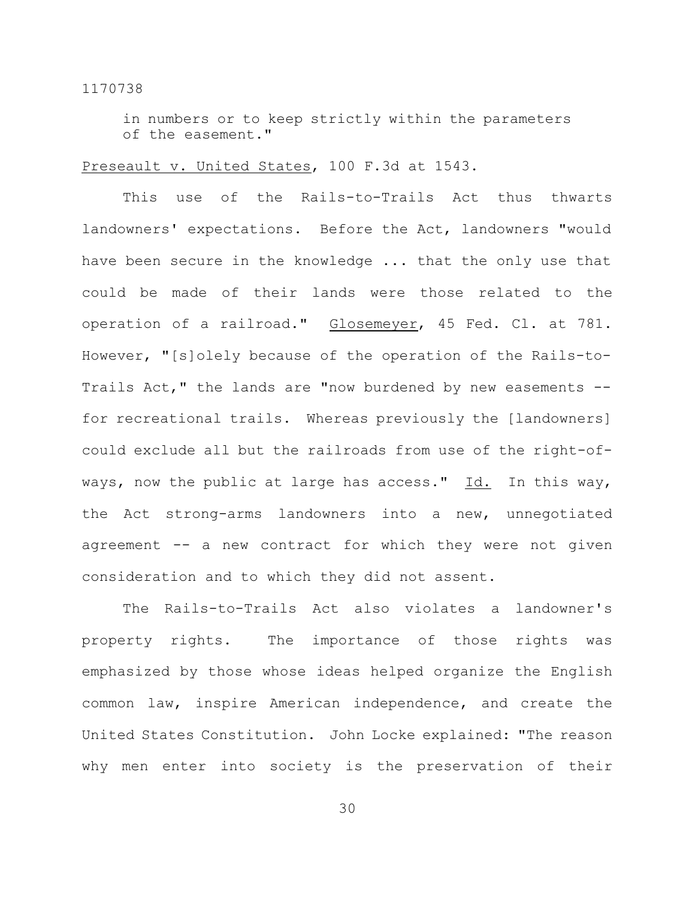> in numbers or to keep strictly within the parameters of the easement."

Preseault v. United States, 100 F.3d at 1543.

This use of the Rails-to-Trails Act thus thwarts landowners' expectations. Before the Act, landowners "would have been secure in the knowledge ... that the only use that could be made of their lands were those related to the operation of a railroad." Glosemeyer, 45 Fed. Cl. at 781. However, "[s]olely because of the operation of the Rails-to-Trails Act," the lands are "now burdened by new easements -- for recreational trails. Whereas previously the [landowners] could exclude all but the railroads from use of the right-of-ways, now the public at large has access." Id. In this way, the Act strong-arms landowners into a new, unnegotiated agreement -- a new contract for which they were not given consideration and to which they did not assent.

The Rails-to-Trails Act also violates a landowner's property rights. The importance of those rights was emphasized by those whose ideas helped organize the English common law, inspire American independence, and create the United States Constitution. John Locke explained: "The reason why men enter into society is the preservation of their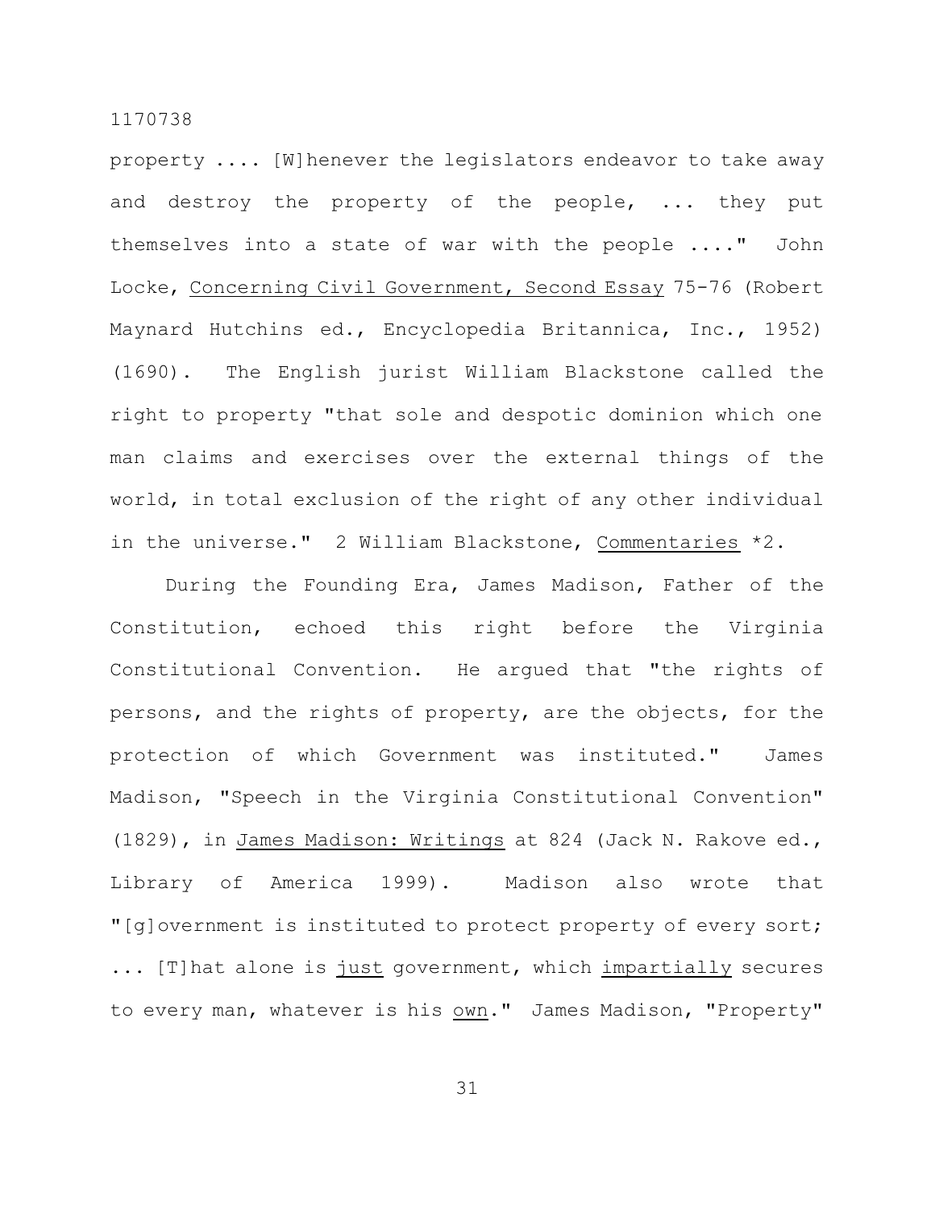property .... [W]henever the legislators endeavor to take away and destroy the property of the people, ... they put themselves into a state of war with the people ...." John Locke, Concerning Civil Government, Second Essay 75-76 (Robert Maynard Hutchins ed., Encyclopedia Britannica, Inc., 1952) (1690). The English jurist William Blackstone called the right to property "that sole and despotic dominion which one man claims and exercises over the external things of the world, in total exclusion of the right of any other individual in the universe." 2 William Blackstone, Commentaries *2.

During the Founding Era, James Madison, Father of the Constitution, echoed this right before the Virginia Constitutional Convention. He argued that "the rights of persons, and the rights of property, are the objects, for the protection of which Government was instituted." James Madison, "Speech in the Virginia Constitutional Convention" (1829), in James Madison: Writings at 824 (Jack N. Rakove ed., Library of America 1999). Madison also wrote that "[g]overnment is instituted to protect property of every sort; ... [T]hat alone is just government, which impartially secures to every man, whatever is his own." James Madison, "Property"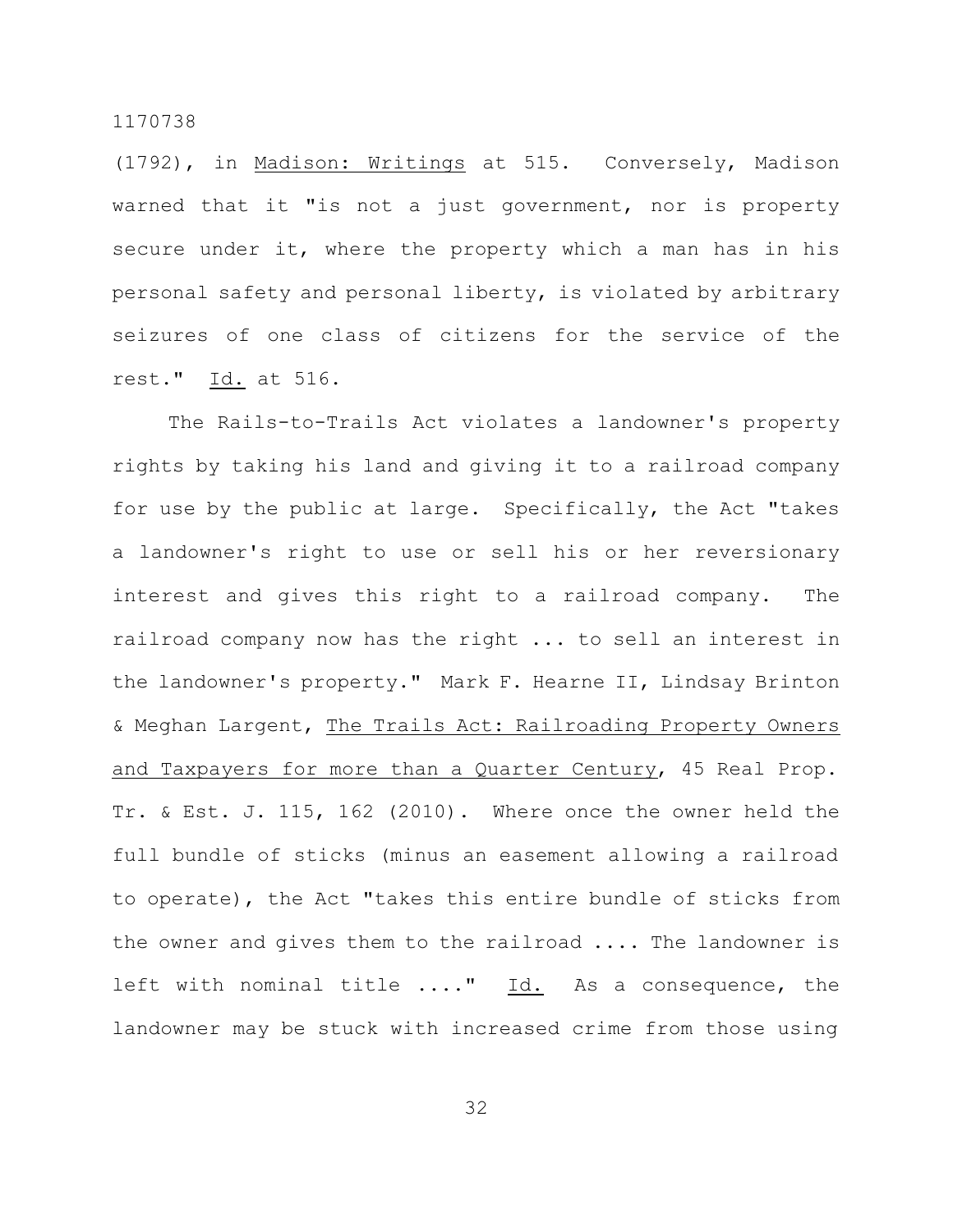(1792), in _Madison: Writings_ at 515. Conversely, Madison warned that it "is not a just government, nor is property secure under it, where the property which a man has in his personal safety and personal liberty, is violated by arbitrary seizures of one class of citizens for the service of the rest." _Id._ at 516.

The Rails-to-Trails Act violates a landowner's property rights by taking his land and giving it to a railroad company for use by the public at large. Specifically, the Act "takes a landowner's right to use or sell his or her reversionary interest and gives this right to a railroad company. The railroad company now has the right ... to sell an interest in the landowner's property." Mark F. Hearne II, Lindsay Brinton & Meghan Largent, _The Trails Act: Railroading Property Owners and Taxpayers for more than a Quarter Century_, 45 Real Prop. Tr. & Est. J. 115, 162 (2010). Where once the owner held the full bundle of sticks (minus an easement allowing a railroad to operate), the Act "takes this entire bundle of sticks from the owner and gives them to the railroad .... The landowner is left with nominal title ...." _Id._ As a consequence, the landowner may be stuck with increased crime from those using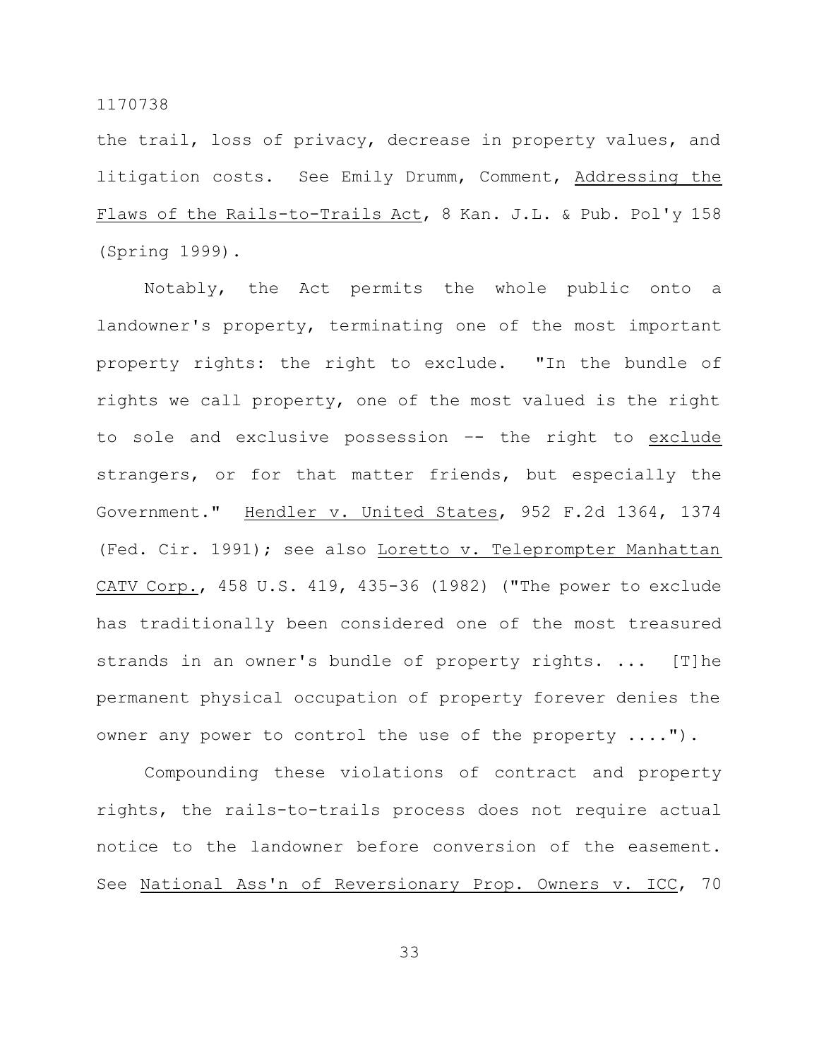the trail, loss of privacy, decrease in property values, and litigation costs. See Emily Drumm, Comment, Addressing the Flaws of the Rails-to-Trails Act, 8 Kan. J.L. & Pub. Pol'y 158 (Spring 1999).

Notably, the Act permits the whole public onto a landowner's property, terminating one of the most important property rights: the right to exclude. "In the bundle of rights we call property, one of the most valued is the right to sole and exclusive possession -- the right to *exclude* strangers, or for that matter friends, but especially the Government." Hendler v. United States, 952 F.2d 1364, 1374 (Fed. Cir. 1991); see also Loretto v. Teleprompter Manhattan CATV Corp., 458 U.S. 419, 435-36 (1982) ("The power to exclude has traditionally been considered one of the most treasured strands in an owner's bundle of property rights. ... [T]he permanent physical occupation of property forever denies the owner any power to control the use of the property ....").

Compounding these violations of contract and property rights, the rails-to-trails process does not require actual notice to the landowner before conversion of the easement. See National Ass'n of Reversionary Prop. Owners v. ICC, 70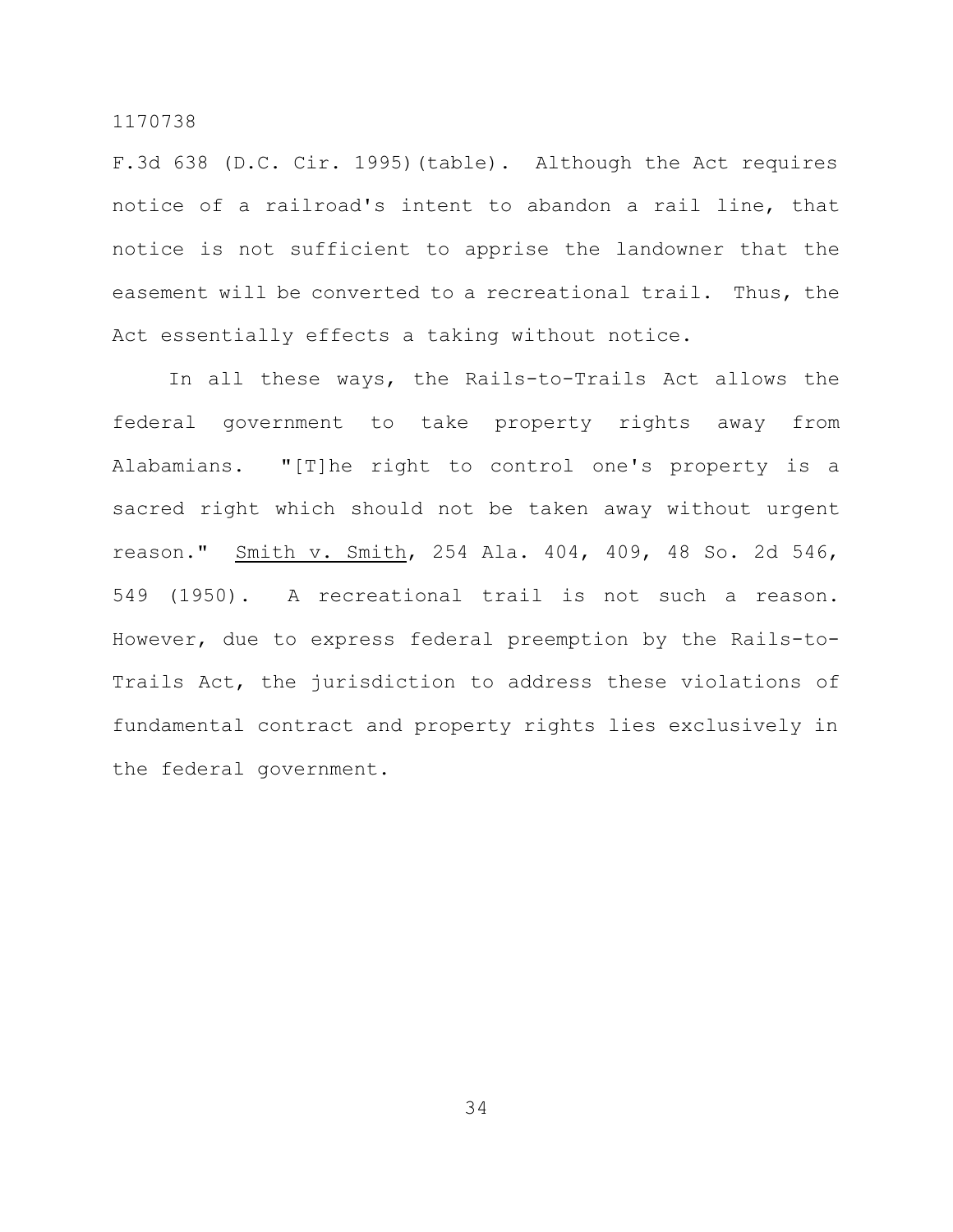F.3d 638 (D.C. Cir. 1995)(table). Although the Act requires notice of a railroad's intent to abandon a rail line, that notice is not sufficient to apprise the landowner that the easement will be converted to a recreational trail. Thus, the Act essentially effects a taking without notice.

In all these ways, the Rails-to-Trails Act allows the federal government to take property rights away from Alabamians. "[T]he right to control one's property is a sacred right which should not be taken away without urgent reason." Smith v. Smith, 254 Ala. 404, 409, 48 So. 2d 546, 549 (1950). A recreational trail is not such a reason. However, due to express federal preemption by the Rails-to-Trails Act, the jurisdiction to address these violations of fundamental contract and property rights lies exclusively in the federal government.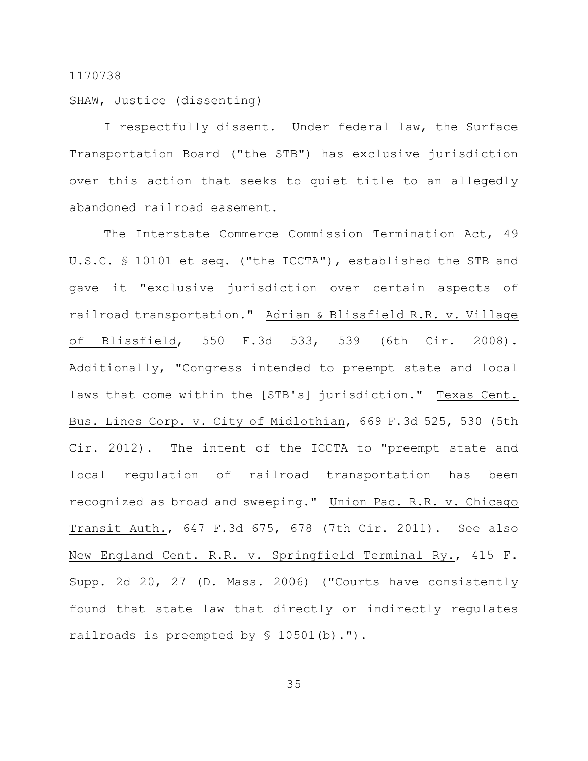1170738

SHAW, Justice (dissenting)

I respectfully dissent. Under federal law, the Surface Transportation Board ("the STB") has exclusive jurisdiction over this action that seeks to quiet title to an allegedly abandoned railroad easement.

The Interstate Commerce Commission Termination Act, 49 U.S.C. § 10101 et seq. ("the ICCTA"), established the STB and gave it "exclusive jurisdiction over certain aspects of railroad transportation." Adrian & Blissfield R.R. v. Village of Blissfield, 550 F.3d 533, 539 (6th Cir. 2008). Additionally, "Congress intended to preempt state and local laws that come within the [STB's] jurisdiction." Texas Cent. Bus. Lines Corp. v. City of Midlothian, 669 F.3d 525, 530 (5th Cir. 2012). The intent of the ICCTA to "preempt state and local regulation of railroad transportation has been recognized as broad and sweeping." Union Pac. R.R. v. Chicago Transit Auth., 647 F.3d 675, 678 (7th Cir. 2011). See also New England Cent. R.R. v. Springfield Terminal Ry., 415 F. Supp. 2d 20, 27 (D. Mass. 2006) ("Courts have consistently found that state law that directly or indirectly regulates railroads is preempted by § 10501(b).").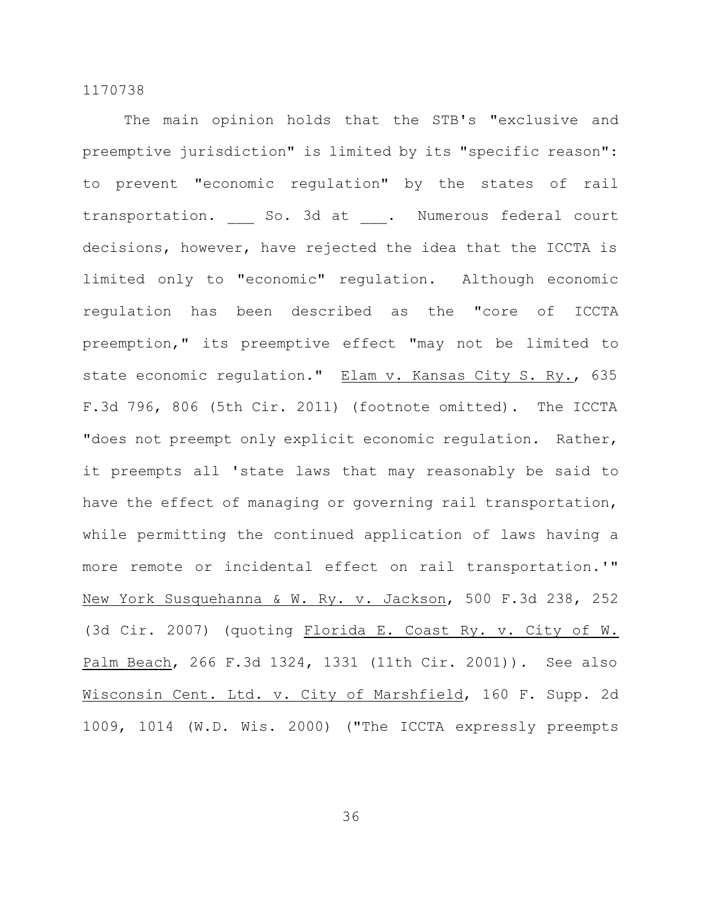The main opinion holds that the STB's "exclusive and preemptive jurisdiction" is limited by its "specific reason": to prevent "economic regulation" by the states of rail transportation. ___ So. 3d at ___. Numerous federal court decisions, however, have rejected the idea that the ICCTA is limited only to "economic" regulation. Although economic regulation has been described as the "core of ICCTA preemption," its preemptive effect "may not be limited to state economic regulation." Elam v. Kansas City S. Ry., 635 F.3d 796, 806 (5th Cir. 2011) (footnote omitted). The ICCTA "does not preempt only explicit economic regulation. Rather, it preempts all 'state laws that may reasonably be said to have the effect of managing or governing rail transportation, while permitting the continued application of laws having a more remote or incidental effect on rail transportation.'" New York Susquehanna & W. Ry. v. Jackson, 500 F.3d 238, 252 (3d Cir. 2007) (quoting Florida E. Coast Ry. v. City of W. Palm Beach, 266 F.3d 1324, 1331 (11th Cir. 2001)). See also Wisconsin Cent. Ltd. v. City of Marshfield, 160 F. Supp. 2d 1009, 1014 (W.D. Wis. 2000) ("The ICCTA expressly preempts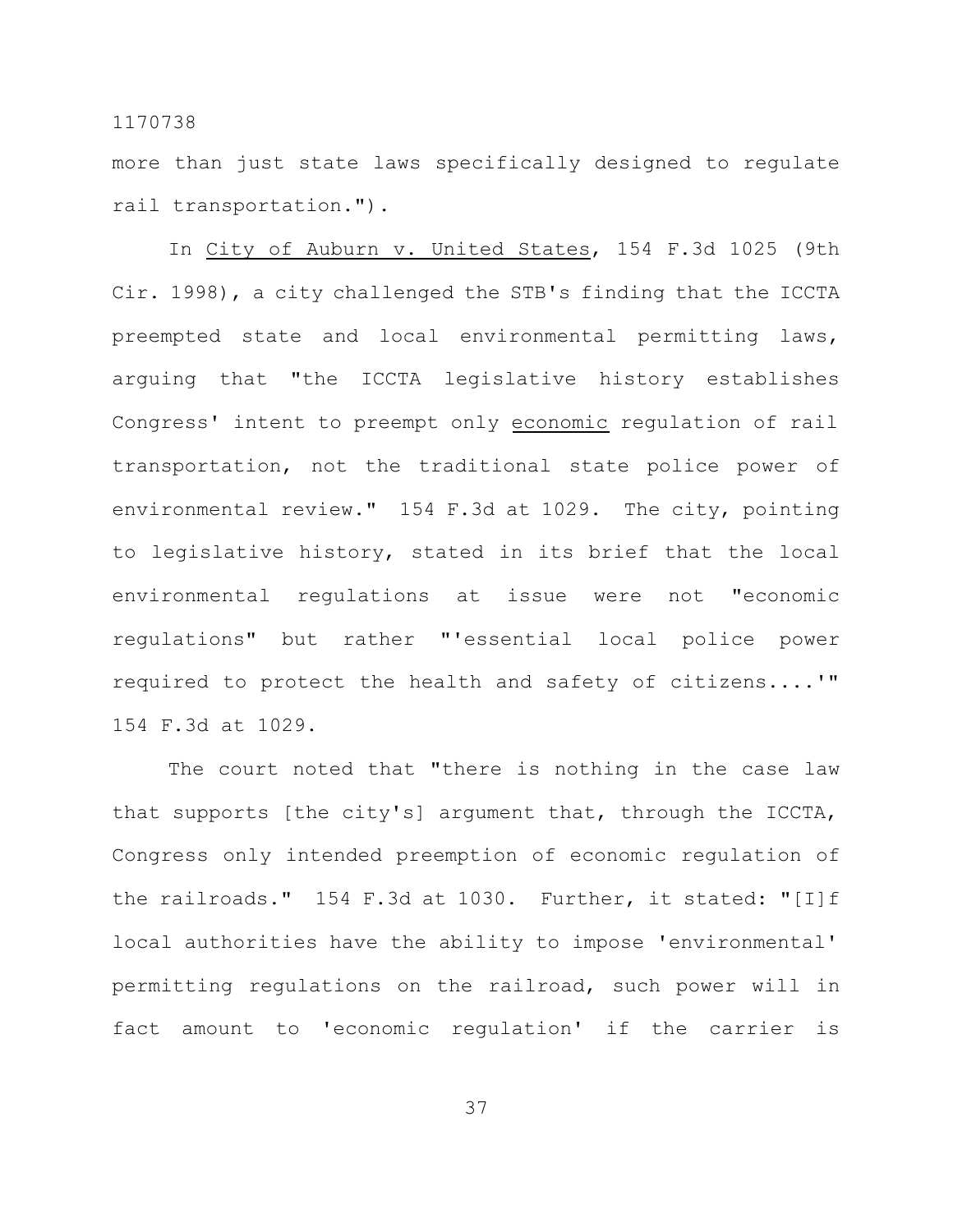more than just state laws specifically designed to regulate rail transportation.").

In City of Auburn v. United States, 154 F.3d 1025 (9th Cir. 1998), a city challenged the STB's finding that the ICCTA preempted state and local environmental permitting laws, arguing that "the ICCTA legislative history establishes Congress' intent to preempt only economic regulation of rail transportation, not the traditional state police power of environmental review." 154 F.3d at 1029. The city, pointing to legislative history, stated in its brief that the local environmental regulations at issue were not "economic regulations" but rather "'essential local police power required to protect the health and safety of citizens....'" 154 F.3d at 1029.

The court noted that "there is nothing in the case law that supports [the city's] argument that, through the ICCTA, Congress only intended preemption of economic regulation of the railroads." 154 F.3d at 1030. Further, it stated: "[I]f local authorities have the ability to impose 'environmental' permitting regulations on the railroad, such power will in fact amount to 'economic regulation' if the carrier is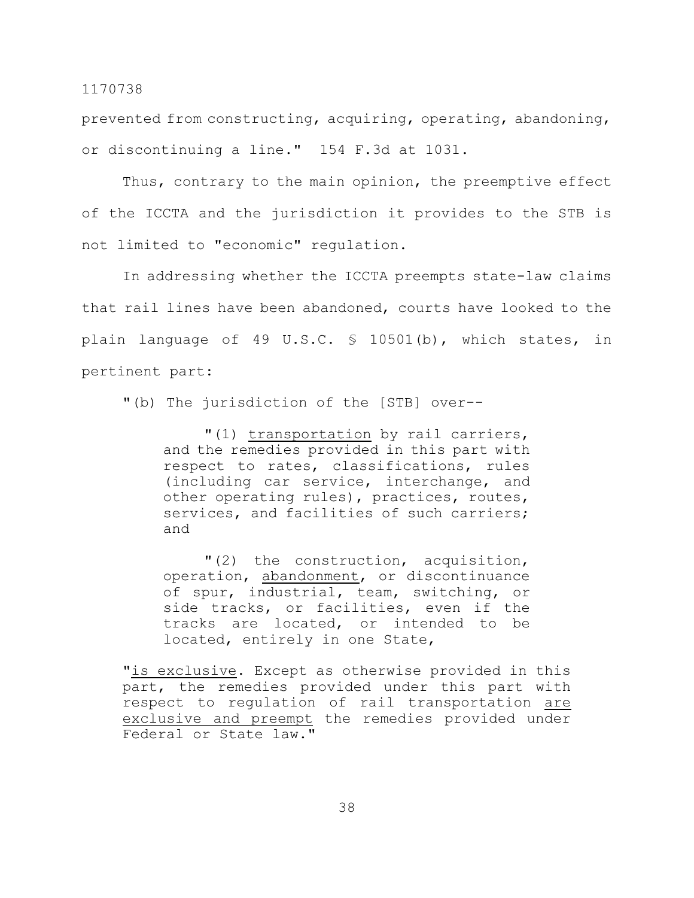prevented from constructing, acquiring, operating, abandoning, or discontinuing a line." 154 F.3d at 1031.

Thus, contrary to the main opinion, the preemptive effect of the ICCTA and the jurisdiction it provides to the STB is not limited to "economic" regulation.

In addressing whether the ICCTA preempts state-law claims that rail lines have been abandoned, courts have looked to the plain language of 49 U.S.C. § 10501(b), which states, in pertinent part:

> "(b) The jurisdiction of the [STB] over--
>
> > "(1) <u>transportation</u> by rail carriers, and the remedies provided in this part with respect to rates, classifications, rules (including car service, interchange, and other operating rules), practices, routes, services, and facilities of such carriers; and
> >
> > "(2) the construction, acquisition, operation, <u>abandonment</u>, or discontinuance of spur, industrial, team, switching, or side tracks, or facilities, even if the tracks are located, or intended to be located, entirely in one State,
>
> "<u>is exclusive</u>. Except as otherwise provided in this part, the remedies provided under this part with respect to regulation of rail transportation <u>are exclusive and preempt</u> the remedies provided under Federal or State law."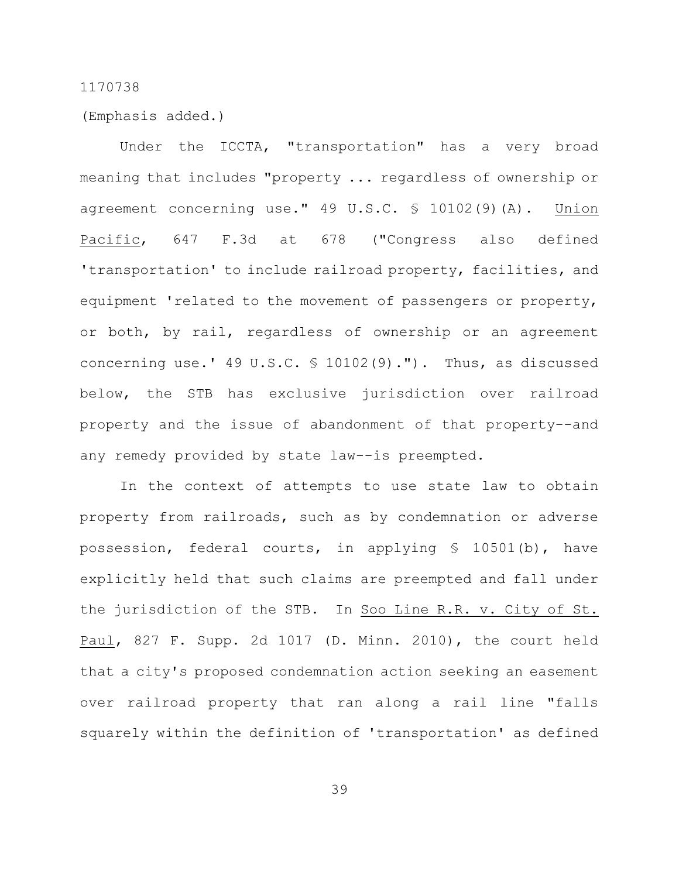(Emphasis added.)

Under the ICCTA, "transportation" has a very broad meaning that includes "property ... regardless of ownership or agreement concerning use." 49 U.S.C. § 10102(9)(A). Union Pacific, 647 F.3d at 678 ("Congress also defined 'transportation' to include railroad property, facilities, and equipment 'related to the movement of passengers or property, or both, by rail, regardless of ownership or an agreement concerning use.' 49 U.S.C. § 10102(9)."). Thus, as discussed below, the STB has exclusive jurisdiction over railroad property and the issue of abandonment of that property--and any remedy provided by state law--is preempted.

In the context of attempts to use state law to obtain property from railroads, such as by condemnation or adverse possession, federal courts, in applying § 10501(b), have explicitly held that such claims are preempted and fall under the jurisdiction of the STB. In Soo Line R.R. v. City of St. Paul, 827 F. Supp. 2d 1017 (D. Minn. 2010), the court held that a city's proposed condemnation action seeking an easement over railroad property that ran along a rail line "falls squarely within the definition of 'transportation' as defined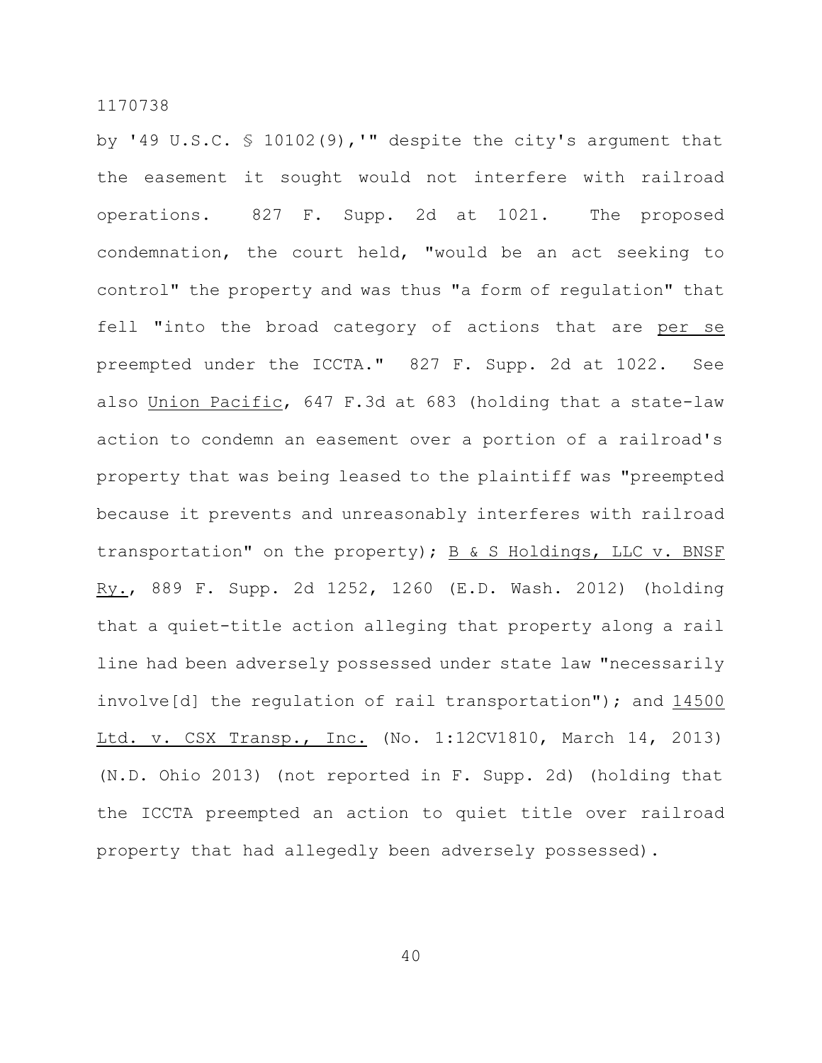by '49 U.S.C. § 10102(9),'" despite the city's argument that the easement it sought would not interfere with railroad operations. 827 F. Supp. 2d at 1021. The proposed condemnation, the court held, "would be an act seeking to control" the property and was thus "a form of regulation" that fell "into the broad category of actions that are *per se* preempted under the ICCTA." 827 F. Supp. 2d at 1022. See also *Union Pacific*, 647 F.3d at 683 (holding that a state-law action to condemn an easement over a portion of a railroad's property that was being leased to the plaintiff was "preempted because it prevents and unreasonably interferes with railroad transportation" on the property); *B & S Holdings, LLC v. BNSF Ry.*, 889 F. Supp. 2d 1252, 1260 (E.D. Wash. 2012) (holding that a quiet-title action alleging that property along a rail line had been adversely possessed under state law "necessarily involve[d] the regulation of rail transportation"); and *14500 Ltd. v. CSX Transp., Inc.* (No. 1:12CV1810, March 14, 2013) (N.D. Ohio 2013) (not reported in F. Supp. 2d) (holding that the ICCTA preempted an action to quiet title over railroad property that had allegedly been adversely possessed).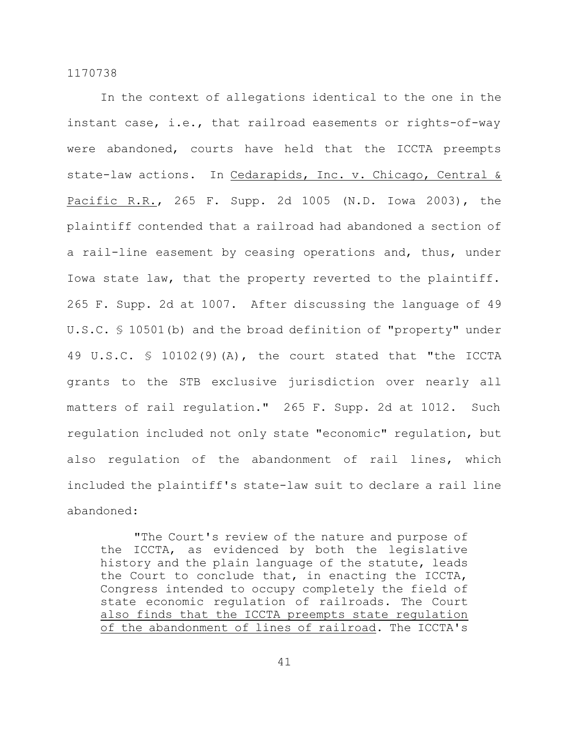In the context of allegations identical to the one in the instant case, i.e., that railroad easements or rights-of-way were abandoned, courts have held that the ICCTA preempts state-law actions. In Cedarapids, Inc. v. Chicago, Central & Pacific R.R., 265 F. Supp. 2d 1005 (N.D. Iowa 2003), the plaintiff contended that a railroad had abandoned a section of a rail-line easement by ceasing operations and, thus, under Iowa state law, that the property reverted to the plaintiff. 265 F. Supp. 2d at 1007. After discussing the language of 49 U.S.C. § 10501(b) and the broad definition of "property" under 49 U.S.C. § 10102(9)(A), the court stated that "the ICCTA grants to the STB exclusive jurisdiction over nearly all matters of rail regulation." 265 F. Supp. 2d at 1012. Such regulation included not only state "economic" regulation, but also regulation of the abandonment of rail lines, which included the plaintiff's state-law suit to declare a rail line abandoned:

> "The Court's review of the nature and purpose of the ICCTA, as evidenced by both the legislative history and the plain language of the statute, leads the Court to conclude that, in enacting the ICCTA, Congress intended to occupy completely the field of state economic regulation of railroads. The Court <u>also finds that the ICCTA preempts state regulation of the abandonment of lines of railroad</u>. The ICCTA's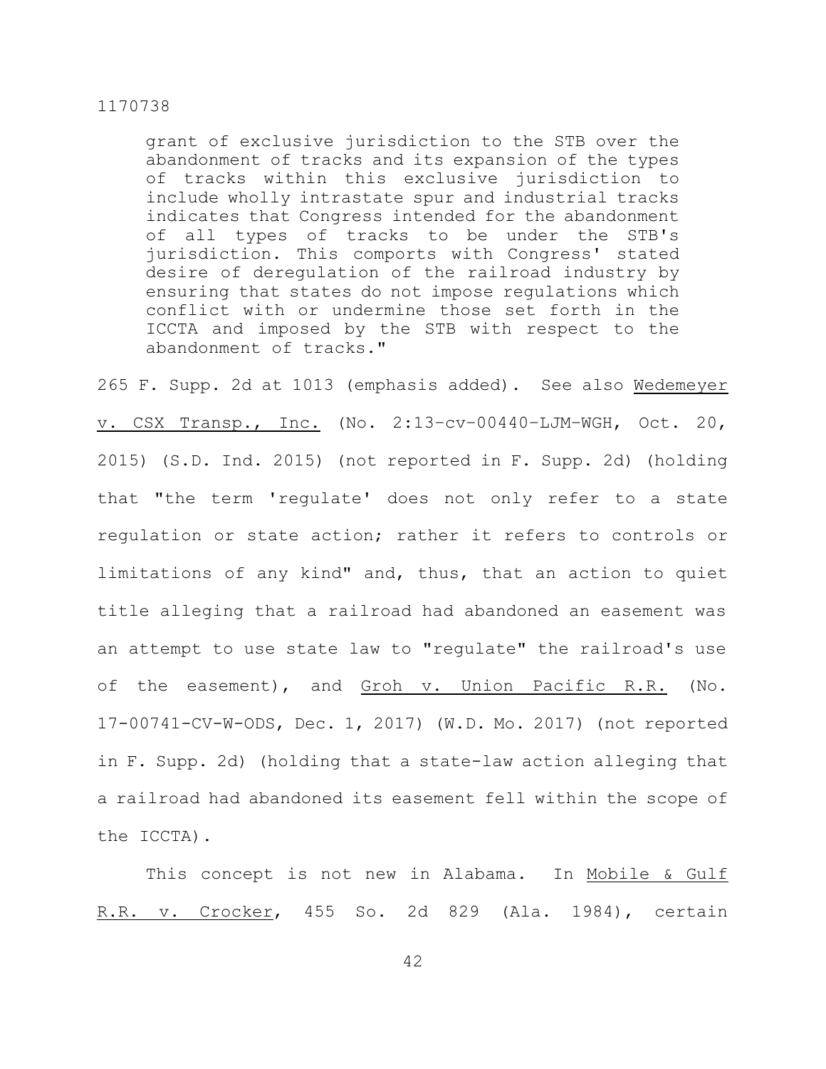> grant of exclusive jurisdiction to the STB over the abandonment of tracks and its expansion of the types of tracks within this exclusive jurisdiction to include wholly intrastate spur and industrial tracks indicates that Congress intended for the abandonment of all types of tracks to be under the STB's jurisdiction. This comports with Congress' stated desire of deregulation of the railroad industry by ensuring that states do not impose regulations which conflict with or undermine those set forth in the ICCTA and imposed by the STB with respect to the abandonment of tracks."

265 F. Supp. 2d at 1013 (emphasis added). See also Wedemeyer v. CSX Transp., Inc. (No. 2:13-cv-00440-LJM-WGH, Oct. 20, 2015) (S.D. Ind. 2015) (not reported in F. Supp. 2d) (holding that "the term 'regulate' does not only refer to a state regulation or state action; rather it refers to controls or limitations of any kind" and, thus, that an action to quiet title alleging that a railroad had abandoned an easement was an attempt to use state law to "regulate" the railroad's use of the easement), and Groh v. Union Pacific R.R. (No. 17-00741-CV-W-ODS, Dec. 1, 2017) (W.D. Mo. 2017) (not reported in F. Supp. 2d) (holding that a state-law action alleging that a railroad had abandoned its easement fell within the scope of the ICCTA).

This concept is not new in Alabama. In Mobile & Gulf R.R. v. Crocker, 455 So. 2d 829 (Ala. 1984), certain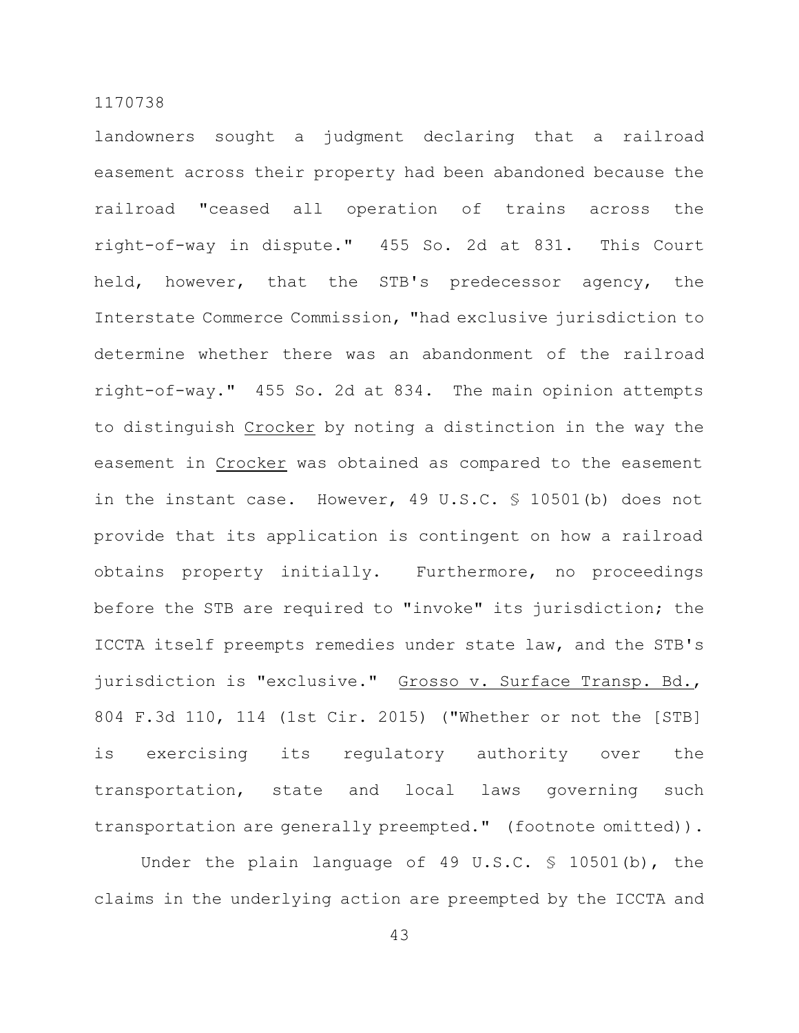landowners sought a judgment declaring that a railroad easement across their property had been abandoned because the railroad "ceased all operation of trains across the right-of-way in dispute." 455 So. 2d at 831. This Court held, however, that the STB's predecessor agency, the Interstate Commerce Commission, "had exclusive jurisdiction to determine whether there was an abandonment of the railroad right-of-way." 455 So. 2d at 834. The main opinion attempts to distinguish Crocker by noting a distinction in the way the easement in Crocker was obtained as compared to the easement in the instant case. However, 49 U.S.C. § 10501(b) does not provide that its application is contingent on how a railroad obtains property initially. Furthermore, no proceedings before the STB are required to "invoke" its jurisdiction; the ICCTA itself preempts remedies under state law, and the STB's jurisdiction is "exclusive." Grosso v. Surface Transp. Bd., 804 F.3d 110, 114 (1st Cir. 2015) ("Whether or not the [STB] is exercising its regulatory authority over the transportation, state and local laws governing such transportation are generally preempted." (footnote omitted)).

Under the plain language of 49 U.S.C. § 10501(b), the claims in the underlying action are preempted by the ICCTA and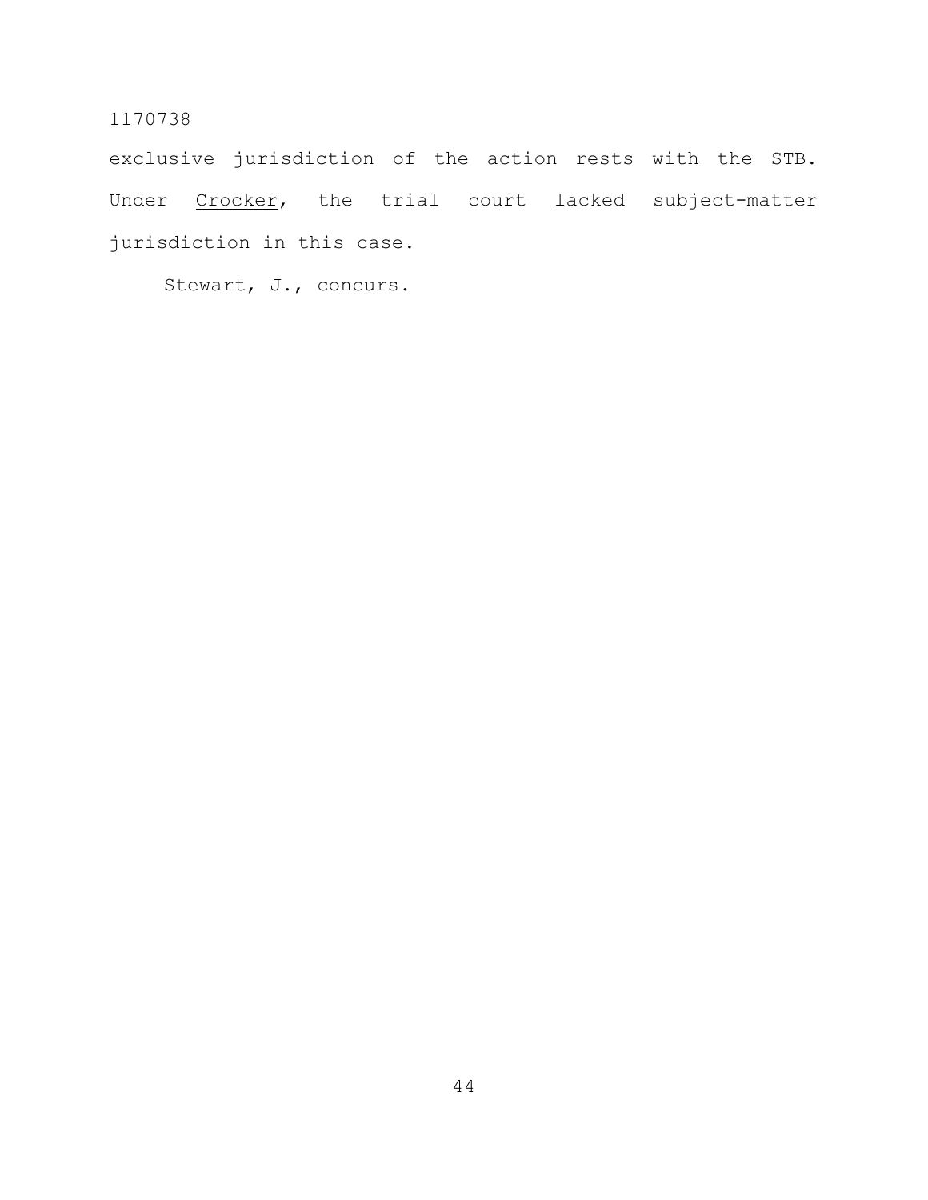exclusive jurisdiction of the action rests with the STB. Under Crocker, the trial court lacked subject-matter jurisdiction in this case.

Stewart, J., concurs.